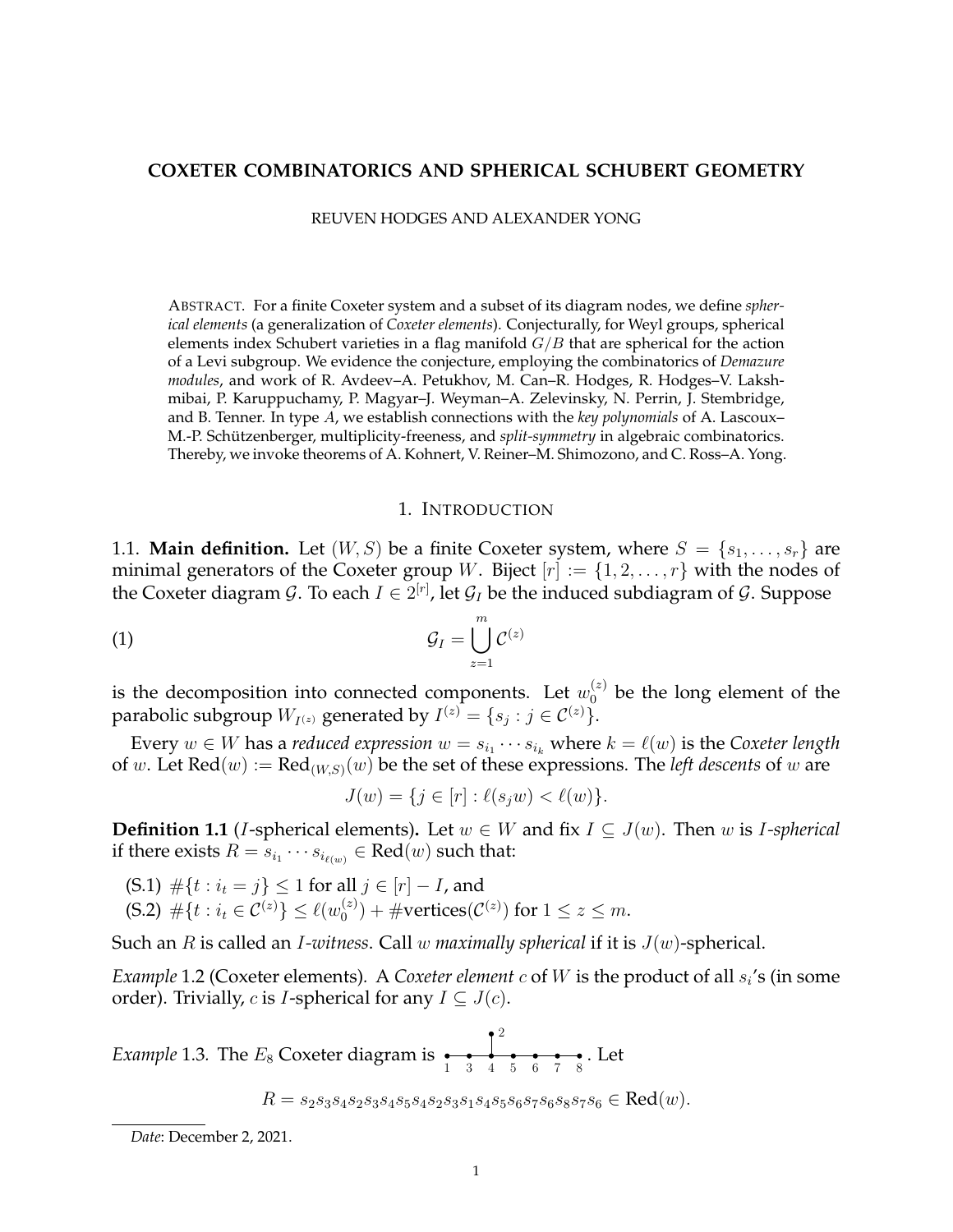# COXETER COMBINATORICS AND SPHERICAL SCHUBERT GEOMETRY

REUVEN HODGES AND ALEXANDER YONG

ABSTRACT. For a finite Coxeter system and a subset of its diagram nodes, we define *spherical elements* (a generalization of *Coxeter elements*). Conjecturally, for Weyl groups, spherical elements index Schubert varieties in a flag manifold $G/B$ that are spherical for the action of a Levi subgroup. We evidence the conjecture, employing the combinatorics of *Demazure modules*, and work of R. Avdeev–A. Petukhov, M. Can–R. Hodges, R. Hodges–V. Lakshmibai, P. Karuppuchamy, P. Magyar–J. Weyman–A. Zelevinsky, N. Perrin, J. Stembridge, and B. Tenner. In type $A$, we establish connections with the *key polynomials* of A. Lascoux–M.-P. Schützenberger, multiplicity-freeness, and *split-symmetry* in algebraic combinatorics. Thereby, we invoke theorems of A. Kohnert, V. Reiner–M. Shimozono, and C. Ross–A. Yong.

## 1. INTRODUCTION

1.1. **Main definition.** Let $(W, S)$ be a finite Coxeter system, where $S = \{s_1, \ldots, s_r\}$ are minimal generators of the Coxeter group $W$. Biject $[r] := \{1, 2, \ldots, r\}$ with the nodes of the Coxeter diagram $\mathcal{G}$. To each $I \in 2^{[r]}$, let $\mathcal{G}_I$ be the induced subdiagram of $\mathcal{G}$. Suppose

$$\mathcal{G}_I = \bigcup_{z=1}^{m} \mathcal{C}^{(z)} \tag{1}$$

is the decomposition into connected components. Let $w_0^{(z)}$ be the long element of the parabolic subgroup $W_{I^{(z)}}$ generated by $I^{(z)} = \{s_j : j \in \mathcal{C}^{(z)}\}$.

Every $w \in W$ has a *reduced expression* $w = s_{i_1} \cdots s_{i_k}$ where $k = \ell(w)$ is the *Coxeter length* of $w$. Let $\text{Red}(w) := \text{Red}_{(W,S)}(w)$ be the set of these expressions. The *left descents* of $w$ are

$$J(w) = \{j \in [r] : \ell(s_j w) < \ell(w)\}.$$

**Definition 1.1** (*$I$-spherical elements*)**.** Let $w \in W$ and fix $I \subseteq J(w)$. Then $w$ is *$I$-spherical* if there exists $R = s_{i_1} \cdots s_{i_{\ell(w)}} \in \text{Red}(w)$ such that:

(S.1) $\#\{t : i_t = j\} \leq 1$ for all $j \in [r] - I$, and
(S.2) $\#\{t : i_t \in \mathcal{C}^{(z)}\} \leq \ell(w_0^{(z)}) + \#\text{vertices}(\mathcal{C}^{(z)})$ for $1 \leq z \leq m$.

Such an $R$ is called an *$I$-witness*. Call $w$ *maximally spherical* if it is $J(w)$-spherical.

*Example* 1.2 (Coxeter elements). A *Coxeter element* $c$ of $W$ is the product of all $s_i$'s (in some order). Trivially, $c$ is $I$-spherical for any $I \subseteq J(c)$.

*Example* 1.3. The $E_8$ Coxeter diagram is 1 — 3 — 4 — 5 — 6 — 7 — 8 (with node 2 attached to node 4). Let

$$R = s_2 s_3 s_4 s_2 s_3 s_4 s_5 s_4 s_2 s_3 s_1 s_4 s_5 s_6 s_7 s_6 s_8 s_7 s_6 \in \text{Red}(w).$$

*Date*: December 2, 2021.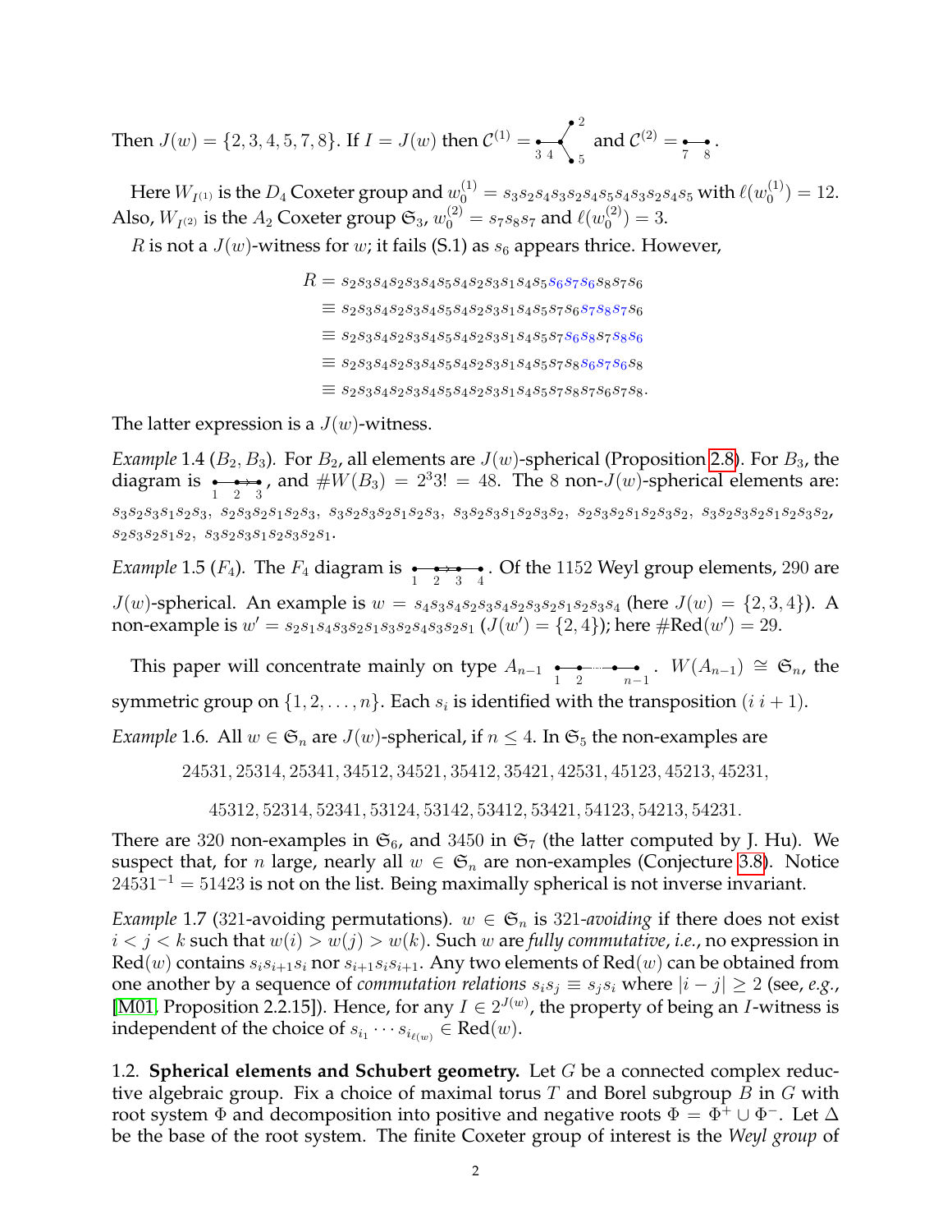Then $J(w) = \{2, 3, 4, 5, 7, 8\}$. If $I = J(w)$ then $\mathcal{C}^{(1)} =$ [Dynkin diagram with nodes 3, 4, 2, 5] and $\mathcal{C}^{(2)} =$ [Dynkin diagram with nodes 7, 8].

Here $W_{I^{(1)}}$ is the $D_4$ Coxeter group and $w_0^{(1)} = s_3s_2s_4s_3s_2s_4s_5s_4s_3s_2s_4s_5$ with $\ell(w_0^{(1)}) = 12$. Also, $W_{I^{(2)}}$ is the $A_2$ Coxeter group $\mathfrak{S}_3$, $w_0^{(2)} = s_7s_8s_7$ and $\ell(w_0^{(2)}) = 3$.

$R$ is not a $J(w)$-witness for $w$; it fails (S.1) as $s_6$ appears thrice. However,

$$
\begin{aligned}
R &= s_2s_3s_4s_2s_3s_4s_5s_4s_2s_3s_1s_4s_5s_6s_7s_6s_8s_7s_6 \\
&\equiv s_2s_3s_4s_2s_3s_4s_5s_4s_2s_3s_1s_4s_5s_7s_6s_7s_8s_7s_6 \\
&\equiv s_2s_3s_4s_2s_3s_4s_5s_4s_2s_3s_1s_4s_5s_7s_6s_8s_7s_8s_6 \\
&\equiv s_2s_3s_4s_2s_3s_4s_5s_4s_2s_3s_1s_4s_5s_7s_8s_6s_7s_6s_8 \\
&\equiv s_2s_3s_4s_2s_3s_4s_5s_4s_2s_3s_1s_4s_5s_7s_8s_7s_6s_7s_8.
\end{aligned}
$$

The latter expression is a $J(w)$-witness.

*Example* 1.4 ($B_2, B_3$). For $B_2$, all elements are $J(w)$-spherical (Proposition 2.8). For $B_3$, the diagram is [Dynkin diagram with nodes 1, 2, 3], and $\#W(B_3) = 2^3 3! = 48$. The 8 non-$J(w)$-spherical elements are: $s_3s_2s_3s_1s_2s_3$, $s_2s_3s_2s_1s_2s_3$, $s_3s_2s_3s_2s_1s_2s_3$, $s_3s_2s_3s_1s_2s_3s_2$, $s_2s_3s_2s_1s_2s_3s_2$, $s_3s_2s_3s_2s_1s_2s_3s_2$, $s_2s_3s_2s_1s_2$, $s_3s_2s_3s_1s_2s_3s_2s_1$.

*Example* 1.5 ($F_4$). The $F_4$ diagram is [Dynkin diagram with nodes 1, 2, 3, 4]. Of the 1152 Weyl group elements, 290 are $J(w)$-spherical. An example is $w = s_4s_3s_4s_2s_3s_4s_2s_3s_2s_1s_2s_3s_4$ (here $J(w) = \{2, 3, 4\}$). A non-example is $w' = s_2s_1s_4s_3s_2s_1s_3s_2s_4s_3s_2s_1$ ($J(w') = \{2, 4\}$); here $\#\mathrm{Red}(w') = 29$.

This paper will concentrate mainly on type $A_{n-1}$ [Dynkin diagram with nodes 1, 2, ..., $n-1$]. $W(A_{n-1}) \cong \mathfrak{S}_n$, the symmetric group on $\{1, 2, \ldots, n\}$. Each $s_i$ is identified with the transposition $(i\ i+1)$.

*Example* 1.6. All $w \in \mathfrak{S}_n$ are $J(w)$-spherical, if $n \leq 4$. In $\mathfrak{S}_5$ the non-examples are

24531, 25314, 25341, 34512, 34521, 35412, 35421, 42531, 45123, 45213, 45231,

45312, 52314, 52341, 53124, 53142, 53412, 53421, 54123, 54213, 54231.

There are 320 non-examples in $\mathfrak{S}_6$, and 3450 in $\mathfrak{S}_7$ (the latter computed by J. Hu). We suspect that, for $n$ large, nearly all $w \in \mathfrak{S}_n$ are non-examples (Conjecture 3.8). Notice $24531^{-1} = 51423$ is not on the list. Being maximally spherical is not inverse invariant.

*Example* 1.7 (321-avoiding permutations). $w \in \mathfrak{S}_n$ is 321-*avoiding* if there does not exist $i < j < k$ such that $w(i) > w(j) > w(k)$. Such $w$ are *fully commutative*, *i.e.*, no expression in $\mathrm{Red}(w)$ contains $s_is_{i+1}s_i$ nor $s_{i+1}s_is_{i+1}$. Any two elements of $\mathrm{Red}(w)$ can be obtained from one another by a sequence of *commutation relations* $s_is_j \equiv s_js_i$ where $|i - j| \geq 2$ (see, *e.g.*, [M01, Proposition 2.2.15]). Hence, for any $I \in 2^{J(w)}$, the property of being an $I$-witness is independent of the choice of $s_{i_1} \cdots s_{i_{\ell(w)}} \in \mathrm{Red}(w)$.

1.2. **Spherical elements and Schubert geometry.** Let $G$ be a connected complex reductive algebraic group. Fix a choice of maximal torus $T$ and Borel subgroup $B$ in $G$ with root system $\Phi$ and decomposition into positive and negative roots $\Phi = \Phi^+ \cup \Phi^-$. Let $\Delta$ be the base of the root system. The finite Coxeter group of interest is the *Weyl group* of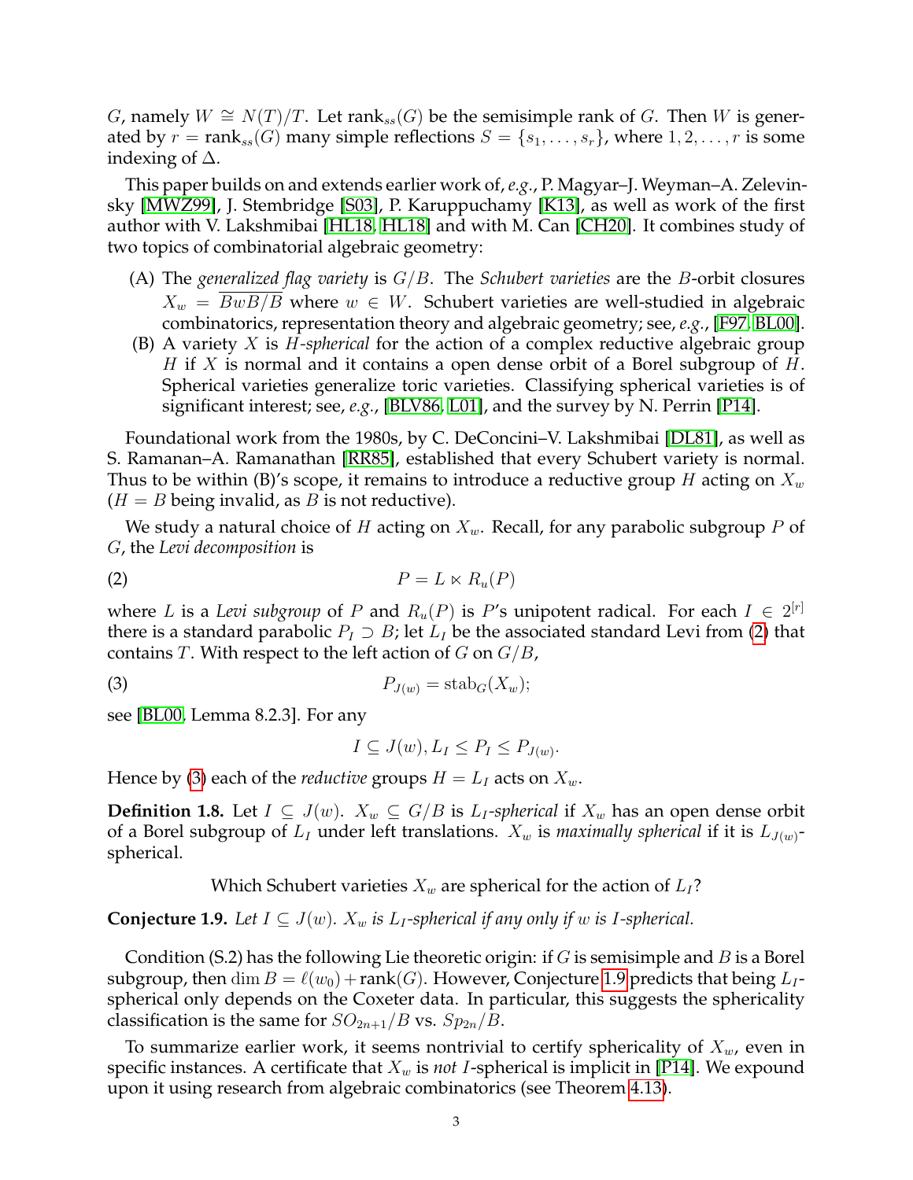$G$, namely $W \cong N(T)/T$. Let $\text{rank}_{ss}(G)$ be the semisimple rank of $G$. Then $W$ is generated by $r = \text{rank}_{ss}(G)$ many simple reflections $S = \{s_1, \ldots, s_r\}$, where $1, 2, \ldots, r$ is some indexing of $\Delta$.

This paper builds on and extends earlier work of, *e.g.*, P. Magyar–J. Weyman–A. Zelevinsky [MWZ99], J. Stembridge [S03], P. Karuppuchamy [K13], as well as work of the first author with V. Lakshmibai [HL18, HL18] and with M. Can [CH20]. It combines study of two topics of combinatorial algebraic geometry:

(A) The *generalized flag variety* is $G/B$. The *Schubert varieties* are the $B$-orbit closures $X_w = \overline{BwB/B}$ where $w \in W$. Schubert varieties are well-studied in algebraic combinatorics, representation theory and algebraic geometry; see, *e.g.*, [F97, BL00].

(B) A variety $X$ is $H$*-spherical* for the action of a complex reductive algebraic group $H$ if $X$ is normal and it contains a open dense orbit of a Borel subgroup of $H$. Spherical varieties generalize toric varieties. Classifying spherical varieties is of significant interest; see, *e.g.*, [BLV86, L01], and the survey by N. Perrin [P14].

Foundational work from the 1980s, by C. DeConcini–V. Lakshmibai [DL81], as well as S. Ramanan–A. Ramanathan [RR85], established that every Schubert variety is normal. Thus to be within (B)'s scope, it remains to introduce a reductive group $H$ acting on $X_w$ ($H = B$ being invalid, as $B$ is not reductive).

We study a natural choice of $H$ acting on $X_w$. Recall, for any parabolic subgroup $P$ of $G$, the *Levi decomposition* is

$$P = L \ltimes R_u(P) \tag{2}$$

where $L$ is a *Levi subgroup* of $P$ and $R_u(P)$ is $P$'s unipotent radical. For each $I \in 2^{[r]}$ there is a standard parabolic $P_I \supset B$; let $L_I$ be the associated standard Levi from (2) that contains $T$. With respect to the left action of $G$ on $G/B$,

$$P_{J(w)} = \text{stab}_G(X_w); \tag{3}$$

see [BL00, Lemma 8.2.3]. For any

$$I \subseteq J(w), L_I \leq P_I \leq P_{J(w)}.$$

Hence by (3) each of the *reductive* groups $H = L_I$ acts on $X_w$.

**Definition 1.8.** Let $I \subseteq J(w)$. $X_w \subseteq G/B$ is $L_I$*-spherical* if $X_w$ has an open dense orbit of a Borel subgroup of $L_I$ under left translations. $X_w$ is *maximally spherical* if it is $L_{J(w)}$-spherical.

Which Schubert varieties $X_w$ are spherical for the action of $L_I$?

**Conjecture 1.9.** *Let $I \subseteq J(w)$. $X_w$ is $L_I$-spherical if any only if $w$ is $I$-spherical.*

Condition (S.2) has the following Lie theoretic origin: if $G$ is semisimple and $B$ is a Borel subgroup, then $\dim B = \ell(w_0) + \text{rank}(G)$. However, Conjecture 1.9 predicts that being $L_I$-spherical only depends on the Coxeter data. In particular, this suggests the sphericality classification is the same for $SO_{2n+1}/B$ vs. $Sp_{2n}/B$.

To summarize earlier work, it seems nontrivial to certify sphericality of $X_w$, even in specific instances. A certificate that $X_w$ is *not* $I$-spherical is implicit in [P14]. We expound upon it using research from algebraic combinatorics (see Theorem 4.13).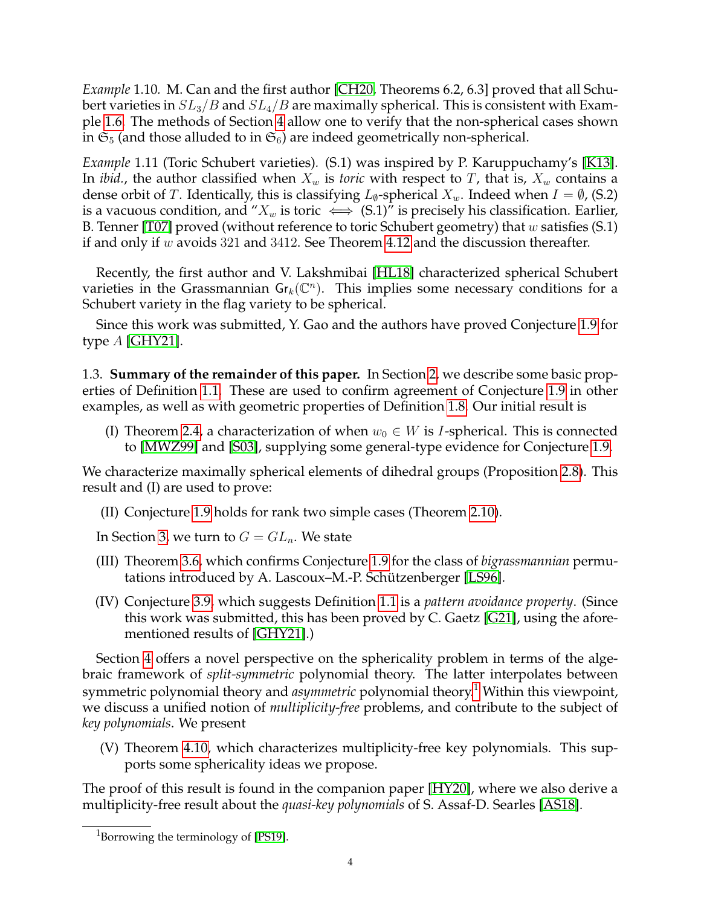*Example* 1.10. M. Can and the first author [CH20, Theorems 6.2, 6.3] proved that all Schubert varieties in $SL_3/B$ and $SL_4/B$ are maximally spherical. This is consistent with Example 1.6. The methods of Section 4 allow one to verify that the non-spherical cases shown in $\mathfrak{S}_5$ (and those alluded to in $\mathfrak{S}_6$) are indeed geometrically non-spherical.

*Example* 1.11 (Toric Schubert varieties). (S.1) was inspired by P. Karuppuchamy's [K13]. In *ibid.*, the author classified when $X_w$ is *toric* with respect to $T$, that is, $X_w$ contains a dense orbit of $T$. Identically, this is classifying $L_\emptyset$-spherical $X_w$. Indeed when $I = \emptyset$, (S.2) is a vacuous condition, and "$X_w$ is toric $\iff$ (S.1)" is precisely his classification. Earlier, B. Tenner [T07] proved (without reference to toric Schubert geometry) that $w$ satisfies (S.1) if and only if $w$ avoids 321 and 3412. See Theorem 4.12 and the discussion thereafter.

Recently, the first author and V. Lakshmibai [HL18] characterized spherical Schubert varieties in the Grassmannian $\mathsf{Gr}_k(\mathbb{C}^n)$. This implies some necessary conditions for a Schubert variety in the flag variety to be spherical.

Since this work was submitted, Y. Gao and the authors have proved Conjecture 1.9 for type $A$ [GHY21].

1.3. **Summary of the remainder of this paper.** In Section 2, we describe some basic properties of Definition 1.1. These are used to confirm agreement of Conjecture 1.9 in other examples, as well as with geometric properties of Definition 1.8. Our initial result is

(I) Theorem 2.4, a characterization of when $w_0 \in W$ is $I$-spherical. This is connected to [MWZ99] and [S03], supplying some general-type evidence for Conjecture 1.9.

We characterize maximally spherical elements of dihedral groups (Proposition 2.8). This result and (I) are used to prove:

(II) Conjecture 1.9 holds for rank two simple cases (Theorem 2.10).

In Section 3, we turn to $G = GL_n$. We state

(III) Theorem 3.6, which confirms Conjecture 1.9 for the class of *bigrassmannian* permutations introduced by A. Lascoux–M.-P. Schützenberger [LS96].

(IV) Conjecture 3.9, which suggests Definition 1.1 is a *pattern avoidance property*. (Since this work was submitted, this has been proved by C. Gaetz [G21], using the aforementioned results of [GHY21].)

Section 4 offers a novel perspective on the sphericality problem in terms of the algebraic framework of *split-symmetric* polynomial theory. The latter interpolates between symmetric polynomial theory and *asymmetric* polynomial theory.[1] Within this viewpoint, we discuss a unified notion of *multiplicity-free* problems, and contribute to the subject of *key polynomials*. We present

(V) Theorem 4.10, which characterizes multiplicity-free key polynomials. This supports some sphericality ideas we propose.

The proof of this result is found in the companion paper [HY20], where we also derive a multiplicity-free result about the *quasi-key polynomials* of S. Assaf-D. Searles [AS18].

[1] Borrowing the terminology of [PS19].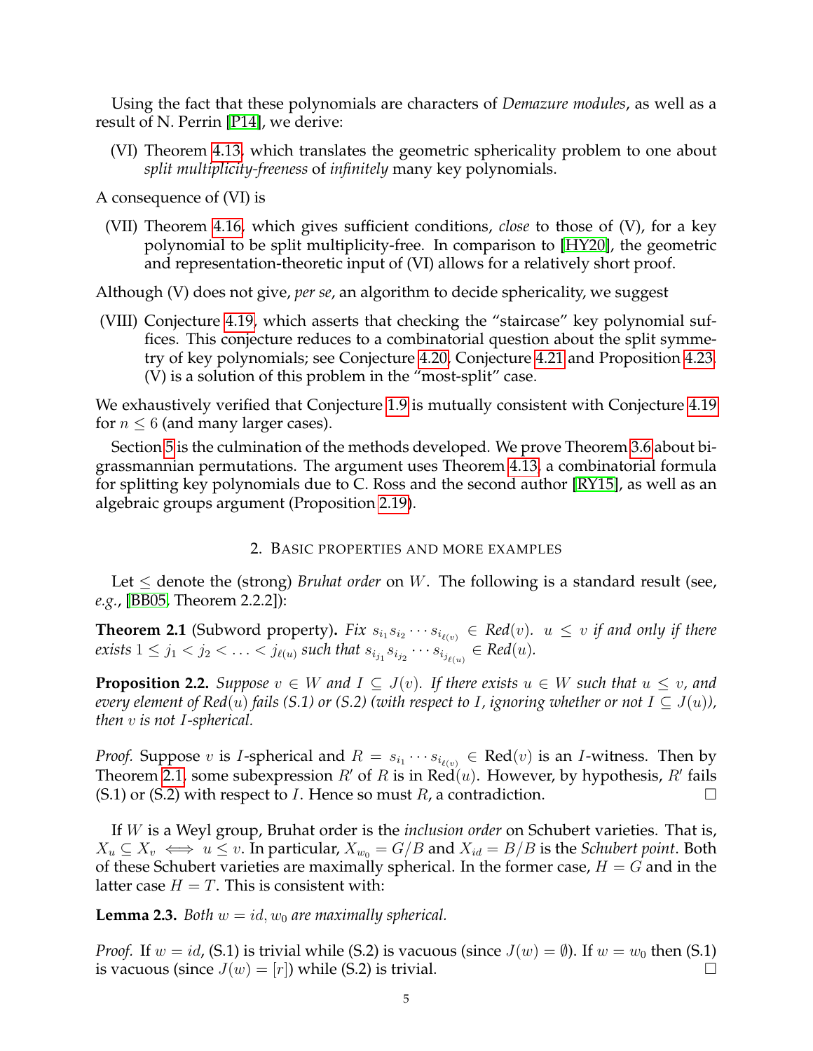Using the fact that these polynomials are characters of *Demazure modules*, as well as a result of N. Perrin [P14], we derive:

(VI) Theorem 4.13, which translates the geometric sphericality problem to one about *split multiplicity-freeness* of *infinitely* many key polynomials.

A consequence of (VI) is

(VII) Theorem 4.16, which gives sufficient conditions, *close* to those of (V), for a key polynomial to be split multiplicity-free. In comparison to [HY20], the geometric and representation-theoretic input of (VI) allows for a relatively short proof.

Although (V) does not give, *per se*, an algorithm to decide sphericality, we suggest

(VIII) Conjecture 4.19, which asserts that checking the "staircase" key polynomial suffices. This conjecture reduces to a combinatorial question about the split symmetry of key polynomials; see Conjecture 4.20, Conjecture 4.21 and Proposition 4.23. (V) is a solution of this problem in the "most-split" case.

We exhaustively verified that Conjecture 1.9 is mutually consistent with Conjecture 4.19 for $n \leq 6$ (and many larger cases).

Section 5 is the culmination of the methods developed. We prove Theorem 3.6 about bigrassmannian permutations. The argument uses Theorem 4.13, a combinatorial formula for splitting key polynomials due to C. Ross and the second author [RY15], as well as an algebraic groups argument (Proposition 2.19).

## 2. Basic properties and more examples

Let $\leq$ denote the (strong) *Bruhat order* on $W$. The following is a standard result (see, *e.g.*, [BB05, Theorem 2.2.2]):

**Theorem 2.1** (Subword property)**.** *Fix $s_{i_1}s_{i_2}\cdots s_{i_{\ell(v)}} \in Red(v)$. $u \leq v$ if and only if there exists $1 \leq j_1 < j_2 < \ldots < j_{\ell(u)}$ such that $s_{i_{j_1}}s_{i_{j_2}}\cdots s_{i_{j_{\ell(u)}}} \in Red(u)$.*

**Proposition 2.2.** *Suppose $v \in W$ and $I \subseteq J(v)$. If there exists $u \in W$ such that $u \leq v$, and every element of $Red(u)$ fails (S.1) or (S.2) (with respect to $I$, ignoring whether or not $I \subseteq J(u)$), then $v$ is not $I$-spherical.*

*Proof.* Suppose $v$ is $I$-spherical and $R = s_{i_1}\cdots s_{i_{\ell(v)}} \in \mathrm{Red}(v)$ is an $I$-witness. Then by Theorem 2.1, some subexpression $R'$ of $R$ is in $\mathrm{Red}(u)$. However, by hypothesis, $R'$ fails (S.1) or (S.2) with respect to $I$. Hence so must $R$, a contradiction. □

If $W$ is a Weyl group, Bruhat order is the *inclusion order* on Schubert varieties. That is, $X_u \subseteq X_v \iff u \leq v$. In particular, $X_{w_0} = G/B$ and $X_{id} = B/B$ is the *Schubert point*. Both of these Schubert varieties are maximally spherical. In the former case, $H = G$ and in the latter case $H = T$. This is consistent with:

**Lemma 2.3.** *Both $w = id, w_0$ are maximally spherical.*

*Proof.* If $w = id$, (S.1) is trivial while (S.2) is vacuous (since $J(w) = \emptyset$). If $w = w_0$ then (S.1) is vacuous (since $J(w) = [r]$) while (S.2) is trivial. □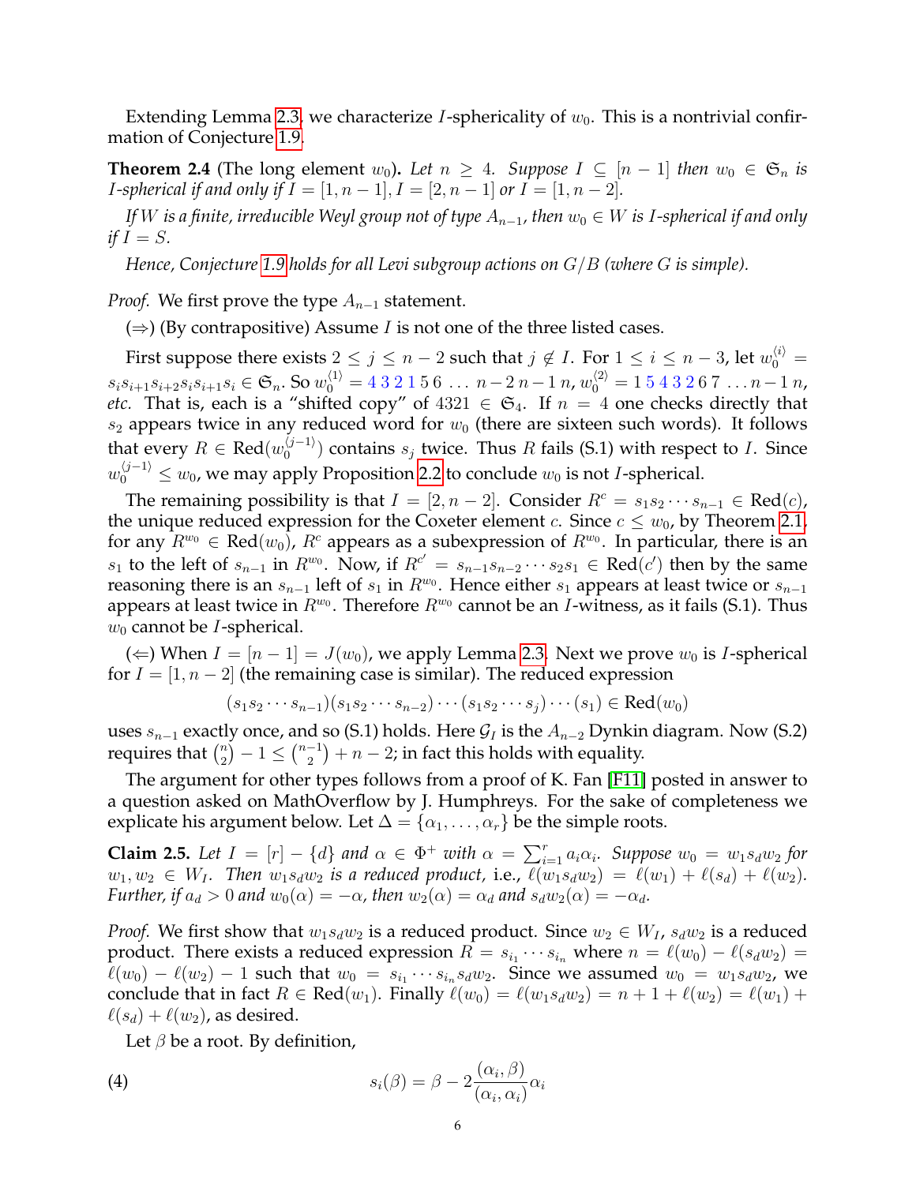Extending Lemma 2.3, we characterize $I$-sphericality of $w_0$. This is a nontrivial confirmation of Conjecture 1.9.

**Theorem 2.4** (The long element $w_0$)**.** *Let $n \geq 4$. Suppose $I \subseteq [n-1]$ then $w_0 \in \mathfrak{S}_n$ is $I$-spherical if and only if $I = [1, n-1]$, $I = [2, n-1]$ or $I = [1, n-2]$.*

*If $W$ is a finite, irreducible Weyl group not of type $A_{n-1}$, then $w_0 \in W$ is $I$-spherical if and only if $I = S$.*

*Hence, Conjecture 1.9 holds for all Levi subgroup actions on $G/B$ (where $G$ is simple).*

*Proof.* We first prove the type $A_{n-1}$ statement.

($\Rightarrow$) (By contrapositive) Assume $I$ is not one of the three listed cases.

First suppose there exists $2 \leq j \leq n-2$ such that $j \notin I$. For $1 \leq i \leq n-3$, let $w_0^{\langle i \rangle} = s_i s_{i+1} s_{i+2} s_i s_{i+1} s_i \in \mathfrak{S}_n$. So $w_0^{\langle 1 \rangle} = 4\,3\,2\,1\,5\,6\,\ldots\,n-2\;n-1\;n$, $w_0^{\langle 2 \rangle} = 1\,5\,4\,3\,2\,6\,7\,\ldots\,n-1\;n$, *etc.* That is, each is a "shifted copy" of $4321 \in \mathfrak{S}_4$. If $n = 4$ one checks directly that $s_2$ appears twice in any reduced word for $w_0$ (there are sixteen such words). It follows that every $R \in \mathrm{Red}(w_0^{\langle j-1 \rangle})$ contains $s_j$ twice. Thus $R$ fails (S.1) with respect to $I$. Since $w_0^{\langle j-1 \rangle} \leq w_0$, we may apply Proposition 2.2 to conclude $w_0$ is not $I$-spherical.

The remaining possibility is that $I = [2, n-2]$. Consider $R^c = s_1 s_2 \cdots s_{n-1} \in \mathrm{Red}(c)$, the unique reduced expression for the Coxeter element $c$. Since $c \leq w_0$, by Theorem 2.1, for any $R^{w_0} \in \mathrm{Red}(w_0)$, $R^c$ appears as a subexpression of $R^{w_0}$. In particular, there is an $s_1$ to the left of $s_{n-1}$ in $R^{w_0}$. Now, if $R^{c'} = s_{n-1} s_{n-2} \cdots s_2 s_1 \in \mathrm{Red}(c')$ then by the same reasoning there is an $s_{n-1}$ left of $s_1$ in $R^{w_0}$. Hence either $s_1$ appears at least twice or $s_{n-1}$ appears at least twice in $R^{w_0}$. Therefore $R^{w_0}$ cannot be an $I$-witness, as it fails (S.1). Thus $w_0$ cannot be $I$-spherical.

($\Leftarrow$) When $I = [n-1] = J(w_0)$, we apply Lemma 2.3. Next we prove $w_0$ is $I$-spherical for $I = [1, n-2]$ (the remaining case is similar). The reduced expression

$$(s_1 s_2 \cdots s_{n-1})(s_1 s_2 \cdots s_{n-2}) \cdots (s_1 s_2 \cdots s_j) \cdots (s_1) \in \mathrm{Red}(w_0)$$

uses $s_{n-1}$ exactly once, and so (S.1) holds. Here $\mathcal{G}_I$ is the $A_{n-2}$ Dynkin diagram. Now (S.2) requires that $\binom{n}{2} - 1 \leq \binom{n-1}{2} + n - 2$; in fact this holds with equality.

The argument for other types follows from a proof of K. Fan [F11] posted in answer to a question asked on MathOverflow by J. Humphreys. For the sake of completeness we explicate his argument below. Let $\Delta = \{\alpha_1, \ldots, \alpha_r\}$ be the simple roots.

**Claim 2.5.** *Let $I = [r] - \{d\}$ and $\alpha \in \Phi^+$ with $\alpha = \sum_{i=1}^{r} a_i \alpha_i$. Suppose $w_0 = w_1 s_d w_2$ for $w_1, w_2 \in W_I$. Then $w_1 s_d w_2$ is a reduced product, i.e., $\ell(w_1 s_d w_2) = \ell(w_1) + \ell(s_d) + \ell(w_2)$. Further, if $a_d > 0$ and $w_0(\alpha) = -\alpha$, then $w_2(\alpha) = \alpha_d$ and $s_d w_2(\alpha) = -\alpha_d$.*

*Proof.* We first show that $w_1 s_d w_2$ is a reduced product. Since $w_2 \in W_I$, $s_d w_2$ is a reduced product. There exists a reduced expression $R = s_{i_1} \cdots s_{i_n}$ where $n = \ell(w_0) - \ell(s_d w_2) = \ell(w_0) - \ell(w_2) - 1$ such that $w_0 = s_{i_1} \cdots s_{i_n} s_d w_2$. Since we assumed $w_0 = w_1 s_d w_2$, we conclude that in fact $R \in \mathrm{Red}(w_1)$. Finally $\ell(w_0) = \ell(w_1 s_d w_2) = n + 1 + \ell(w_2) = \ell(w_1) + \ell(s_d) + \ell(w_2)$, as desired.

Let $\beta$ be a root. By definition,

$$s_i(\beta) = \beta - 2\frac{(\alpha_i, \beta)}{(\alpha_i, \alpha_i)}\alpha_i \tag{4}$$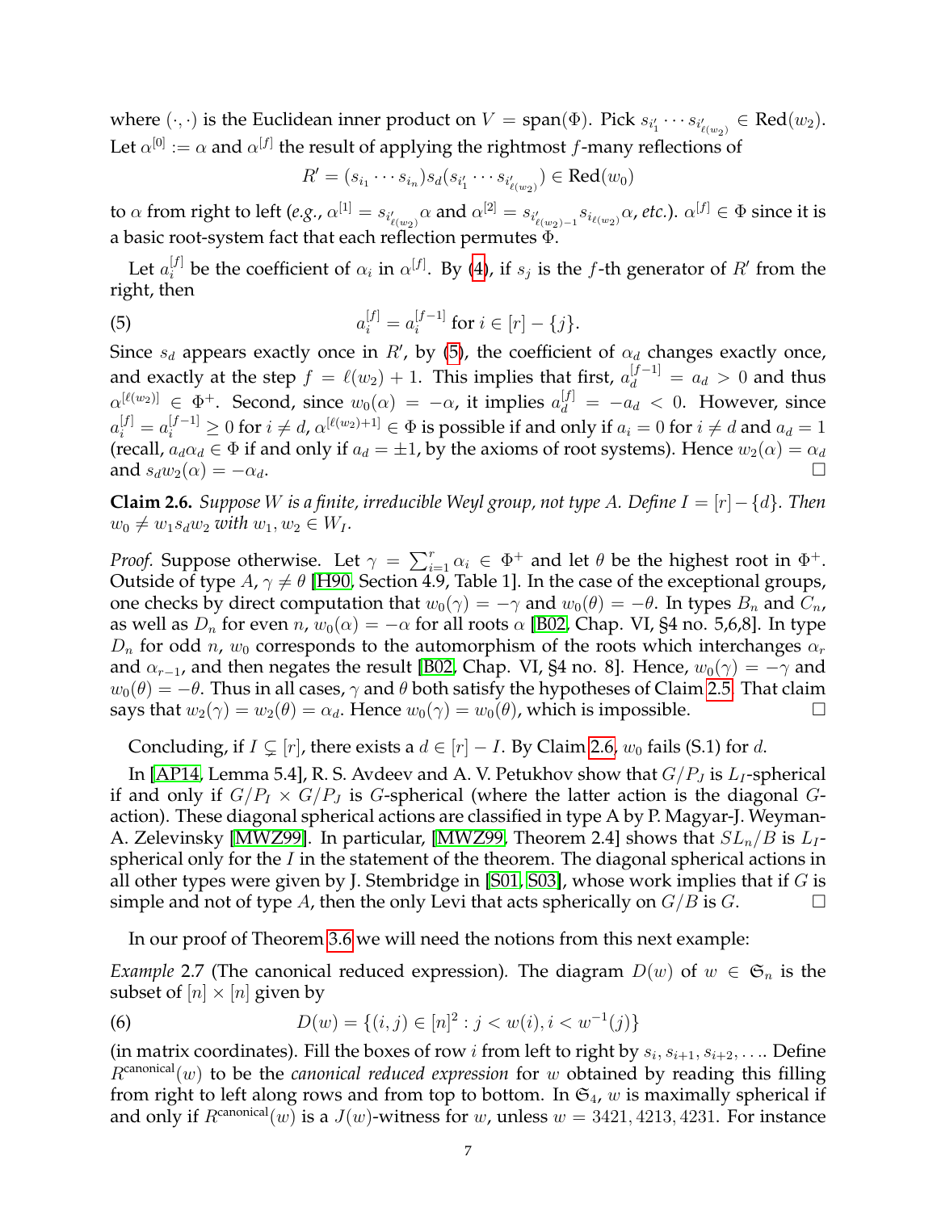where $(\cdot,\cdot)$ is the Euclidean inner product on $V = \mathrm{span}(\Phi)$. Pick $s_{i'_1} \cdots s_{i'_{\ell(w_2)}} \in \mathrm{Red}(w_2)$. Let $\alpha^{[0]} := \alpha$ and $\alpha^{[f]}$ the result of applying the rightmost $f$-many reflections of

$$R' = (s_{i_1} \cdots s_{i_n}) s_d (s_{i'_1} \cdots s_{i'_{\ell(w_2)}}) \in \mathrm{Red}(w_0)$$

to $\alpha$ from right to left (*e.g.*, $\alpha^{[1]} = s_{i'_{\ell(w_2)}} \alpha$ and $\alpha^{[2]} = s_{i'_{\ell(w_2)-1}} s_{i_{\ell(w_2)}} \alpha$, *etc.*). $\alpha^{[f]} \in \Phi$ since it is a basic root-system fact that each reflection permutes $\Phi$.

Let $a_i^{[f]}$ be the coefficient of $\alpha_i$ in $\alpha^{[f]}$. By (4), if $s_j$ is the $f$-th generator of $R'$ from the right, then

$$a_i^{[f]} = a_i^{[f-1]} \text{ for } i \in [r] - \{j\}. \tag{5}$$

Since $s_d$ appears exactly once in $R'$, by (5), the coefficient of $\alpha_d$ changes exactly once, and exactly at the step $f = \ell(w_2) + 1$. This implies that first, $a_d^{[f-1]} = a_d > 0$ and thus $\alpha^{[\ell(w_2)]} \in \Phi^+$. Second, since $w_0(\alpha) = -\alpha$, it implies $a_d^{[f]} = -a_d < 0$. However, since $a_i^{[f]} = a_i^{[f-1]} \geq 0$ for $i \neq d$, $\alpha^{[\ell(w_2)+1]} \in \Phi$ is possible if and only if $a_i = 0$ for $i \neq d$ and $a_d = 1$ (recall, $a_d\alpha_d \in \Phi$ if and only if $a_d = \pm 1$, by the axioms of root systems). Hence $w_2(\alpha) = \alpha_d$ and $s_d w_2(\alpha) = -\alpha_d$. $\square$

**Claim 2.6.** *Suppose $W$ is a finite, irreducible Weyl group, not type $A$. Define $I = [r] - \{d\}$. Then $w_0 \neq w_1 s_d w_2$ with $w_1, w_2 \in W_I$.*

*Proof.* Suppose otherwise. Let $\gamma = \sum_{i=1}^r \alpha_i \in \Phi^+$ and let $\theta$ be the highest root in $\Phi^+$. Outside of type $A$, $\gamma \neq \theta$ [H90, Section 4.9, Table 1]. In the case of the exceptional groups, one checks by direct computation that $w_0(\gamma) = -\gamma$ and $w_0(\theta) = -\theta$. In types $B_n$ and $C_n$, as well as $D_n$ for even $n$, $w_0(\alpha) = -\alpha$ for all roots $\alpha$ [B02, Chap. VI, §4 no. 5,6,8]. In type $D_n$ for odd $n$, $w_0$ corresponds to the automorphism of the roots which interchanges $\alpha_r$ and $\alpha_{r-1}$, and then negates the result [B02, Chap. VI, §4 no. 8]. Hence, $w_0(\gamma) = -\gamma$ and $w_0(\theta) = -\theta$. Thus in all cases, $\gamma$ and $\theta$ both satisfy the hypotheses of Claim 2.5. That claim says that $w_2(\gamma) = w_2(\theta) = \alpha_d$. Hence $w_0(\gamma) = w_0(\theta)$, which is impossible. $\square$

Concluding, if $I \subsetneq [r]$, there exists a $d \in [r] - I$. By Claim 2.6, $w_0$ fails (S.1) for $d$.

In [AP14, Lemma 5.4], R. S. Avdeev and A. V. Petukhov show that $G/P_J$ is $L_I$-spherical if and only if $G/P_I \times G/P_J$ is $G$-spherical (where the latter action is the diagonal $G$-action). These diagonal spherical actions are classified in type A by P. Magyar-J. Weyman-A. Zelevinsky [MWZ99]. In particular, [MWZ99, Theorem 2.4] shows that $SL_n/B$ is $L_I$-spherical only for the $I$ in the statement of the theorem. The diagonal spherical actions in all other types were given by J. Stembridge in [S01, S03], whose work implies that if $G$ is simple and not of type $A$, then the only Levi that acts spherically on $G/B$ is $G$. $\square$

In our proof of Theorem 3.6 we will need the notions from this next example:

*Example* 2.7 (The canonical reduced expression). The diagram $D(w)$ of $w \in \mathfrak{S}_n$ is the subset of $[n] \times [n]$ given by

$$D(w) = \{(i,j) \in [n]^2 : j < w(i), i < w^{-1}(j)\} \tag{6}$$

(in matrix coordinates). Fill the boxes of row $i$ from left to right by $s_i, s_{i+1}, s_{i+2}, \ldots$. Define $R^{\text{canonical}}(w)$ to be the *canonical reduced expression* for $w$ obtained by reading this filling from right to left along rows and from top to bottom. In $\mathfrak{S}_4$, $w$ is maximally spherical if and only if $R^{\text{canonical}}(w)$ is a $J(w)$-witness for $w$, unless $w = 3421, 4213, 4231$. For instance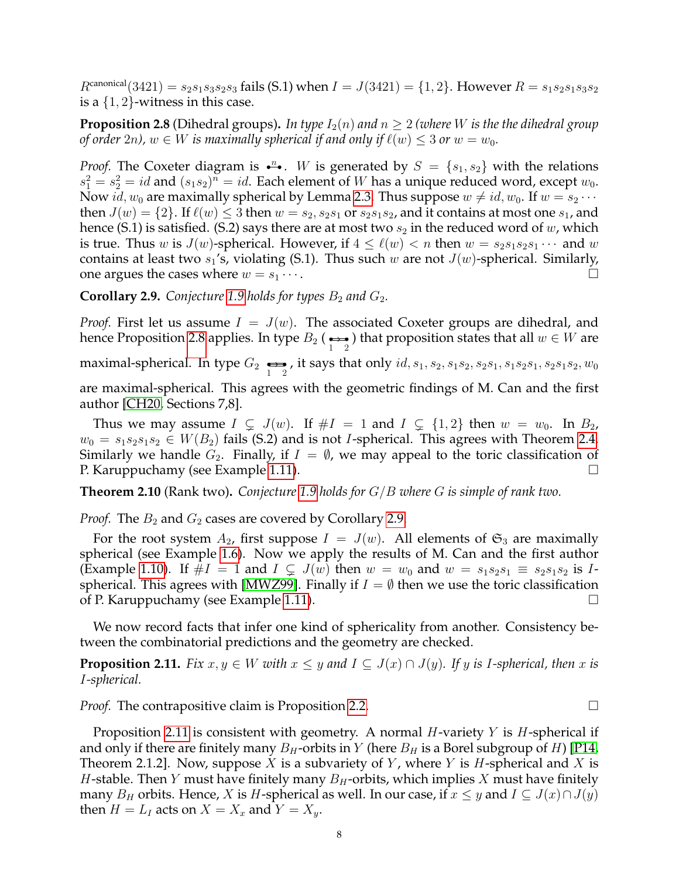$R^{\text{canonical}}(3421) = s_2s_1s_3s_2s_3$ fails (S.1) when $I = J(3421) = \{1,2\}$. However $R = s_1s_2s_1s_3s_2$ is a $\{1,2\}$-witness in this case.

**Proposition 2.8** (Dihedral groups). *In type $I_2(n)$ and $n \geq 2$ (where $W$ is the the dihedral group of order $2n$), $w \in W$ is maximally spherical if and only if $\ell(w) \leq 3$ or $w = w_0$.*

*Proof.* The Coxeter diagram is $\bullet \overset{n}{-} \bullet$. $W$ is generated by $S = \{s_1, s_2\}$ with the relations $s_1^2 = s_2^2 = id$ and $(s_1s_2)^n = id$. Each element of $W$ has a unique reduced word, except $w_0$. Now $id, w_0$ are maximally spherical by Lemma 2.3. Thus suppose $w \neq id, w_0$. If $w = s_2 \cdots$ then $J(w) = \{2\}$. If $\ell(w) \leq 3$ then $w = s_2, s_2s_1$ or $s_2s_1s_2$, and it contains at most one $s_1$, and hence (S.1) is satisfied. (S.2) says there are at most two $s_2$ in the reduced word of $w$, which is true. Thus $w$ is $J(w)$-spherical. However, if $4 \leq \ell(w) < n$ then $w = s_2s_1s_2s_1 \cdots$ and $w$ contains at least two $s_1$'s, violating (S.1). Thus such $w$ are not $J(w)$-spherical. Similarly, one argues the cases where $w = s_1 \cdots$. $\square$

**Corollary 2.9.** *Conjecture 1.9 holds for types $B_2$ and $G_2$.*

*Proof.* First let us assume $I = J(w)$. The associated Coxeter groups are dihedral, and hence Proposition 2.8 applies. In type $B_2$ ($\underset{1}{\bullet}\!\Leftarrow\!\underset{2}{\bullet}$) that proposition states that all $w \in W$ are maximal-spherical. In type $G_2$ $\underset{1}{\bullet}\!\Lleftarrow\!\underset{2}{\bullet}$, it says that only $id, s_1, s_2, s_1s_2, s_2s_1, s_1s_2s_1, s_2s_1s_2, w_0$ are maximal-spherical. This agrees with the geometric findings of M. Can and the first author [CH20, Sections 7,8].

Thus we may assume $I \subsetneq J(w)$. If $\#I = 1$ and $I \subsetneq \{1,2\}$ then $w = w_0$. In $B_2$, $w_0 = s_1s_2s_1s_2 \in W(B_2)$ fails (S.2) and is not $I$-spherical. This agrees with Theorem 2.4. Similarly we handle $G_2$. Finally, if $I = \emptyset$, we may appeal to the toric classification of P. Karuppuchamy (see Example 1.11). $\square$

**Theorem 2.10** (Rank two). *Conjecture 1.9 holds for $G/B$ where $G$ is simple of rank two.*

*Proof.* The $B_2$ and $G_2$ cases are covered by Corollary 2.9.

For the root system $A_2$, first suppose $I = J(w)$. All elements of $\mathfrak{S}_3$ are maximally spherical (see Example 1.6). Now we apply the results of M. Can and the first author (Example 1.10). If $\#I = 1$ and $I \subsetneq J(w)$ then $w = w_0$ and $w = s_1s_2s_1 \equiv s_2s_1s_2$ is $I$-spherical. This agrees with [MWZ99]. Finally if $I = \emptyset$ then we use the toric classification of P. Karuppuchamy (see Example 1.11). $\square$

We now record facts that infer one kind of sphericality from another. Consistency between the combinatorial predictions and the geometry are checked.

**Proposition 2.11.** *Fix $x, y \in W$ with $x \leq y$ and $I \subseteq J(x) \cap J(y)$. If $y$ is $I$-spherical, then $x$ is $I$-spherical.*

*Proof.* The contrapositive claim is Proposition 2.2. $\square$

Proposition 2.11 is consistent with geometry. A normal $H$-variety $Y$ is $H$-spherical if and only if there are finitely many $B_H$-orbits in $Y$ (here $B_H$ is a Borel subgroup of $H$) [P14, Theorem 2.1.2]. Now, suppose $X$ is a subvariety of $Y$, where $Y$ is $H$-spherical and $X$ is $H$-stable. Then $Y$ must have finitely many $B_H$-orbits, which implies $X$ must have finitely many $B_H$ orbits. Hence, $X$ is $H$-spherical as well. In our case, if $x \leq y$ and $I \subseteq J(x) \cap J(y)$ then $H = L_I$ acts on $X = X_x$ and $Y = X_y$.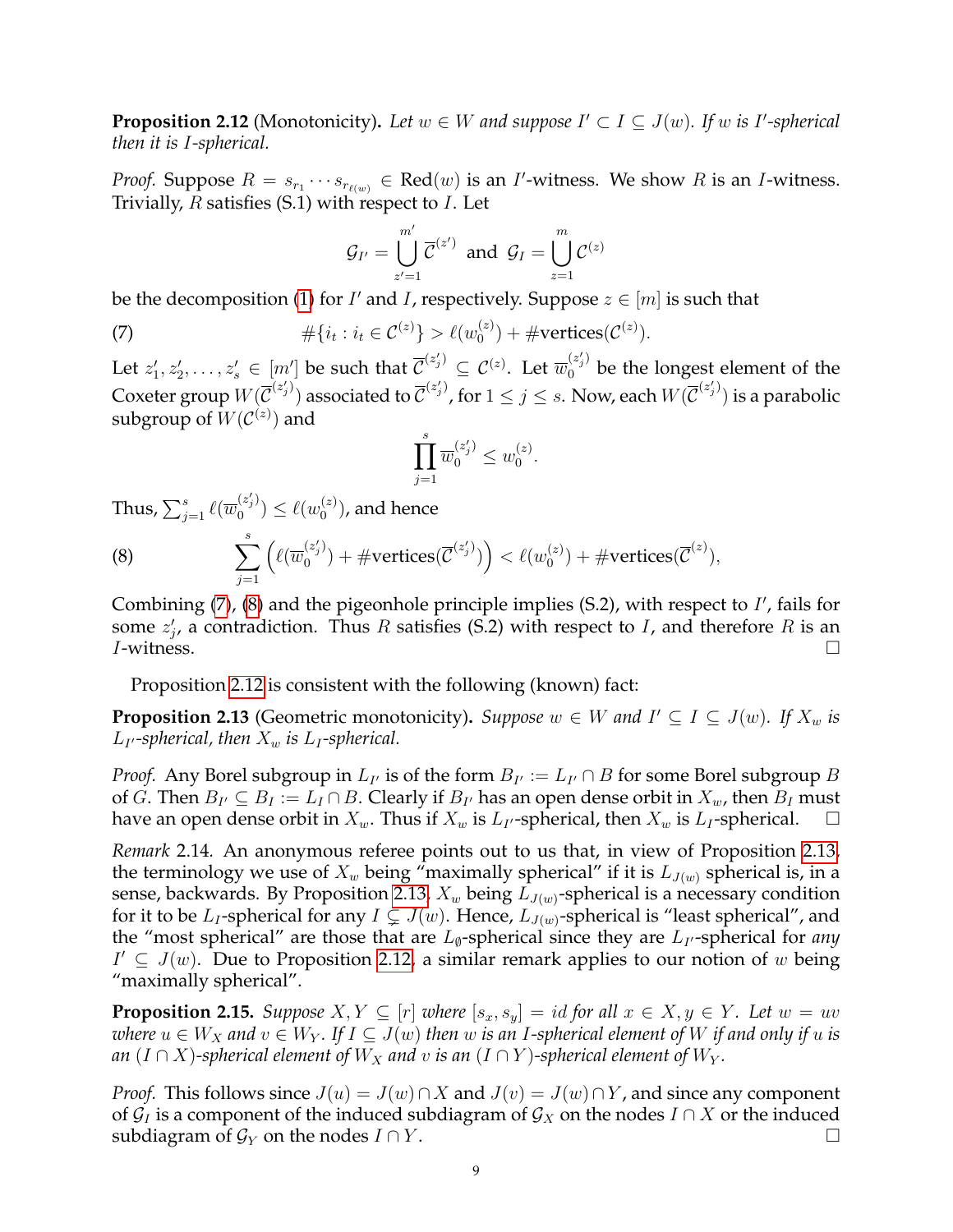**Proposition 2.12** (Monotonicity)**.** *Let $w \in W$ and suppose $I' \subset I \subseteq J(w)$. If $w$ is $I'$-spherical then it is $I$-spherical.*

*Proof.* Suppose $R = s_{r_1} \cdots s_{r_{\ell(w)}} \in \mathrm{Red}(w)$ is an $I'$-witness. We show $R$ is an $I$-witness. Trivially, $R$ satisfies (S.1) with respect to $I$. Let

$$\mathcal{G}_{I'} = \bigcup_{z'=1}^{m'} \overline{\mathcal{C}}^{(z')} \text{ and } \mathcal{G}_I = \bigcup_{z=1}^{m} \mathcal{C}^{(z)}$$

be the decomposition (1) for $I'$ and $I$, respectively. Suppose $z \in [m]$ is such that

$$\#\{i_t : i_t \in \mathcal{C}^{(z)}\} > \ell(w_0^{(z)}) + \#\mathrm{vertices}(\mathcal{C}^{(z)}). \tag{7}$$

Let $z'_1, z'_2, \ldots, z'_s \in [m']$ be such that $\overline{\mathcal{C}}^{(z'_j)} \subseteq \mathcal{C}^{(z)}$. Let $\overline{w}_0^{(z'_j)}$ be the longest element of the Coxeter group $W(\overline{\mathcal{C}}^{(z'_j)})$ associated to $\overline{\mathcal{C}}^{(z'_j)}$, for $1 \leq j \leq s$. Now, each $W(\overline{\mathcal{C}}^{(z'_j)})$ is a parabolic subgroup of $W(\mathcal{C}^{(z)})$ and

$$\prod_{j=1}^{s} \overline{w}_0^{(z'_j)} \leq w_0^{(z)}.$$

Thus, $\sum_{j=1}^{s} \ell(\overline{w}_0^{(z'_j)}) \leq \ell(w_0^{(z)})$, and hence

$$\sum_{j=1}^{s} \left( \ell(\overline{w}_0^{(z'_j)}) + \#\mathrm{vertices}(\overline{\mathcal{C}}^{(z'_j)}) \right) < \ell(w_0^{(z)}) + \#\mathrm{vertices}(\overline{\mathcal{C}}^{(z)}), \tag{8}$$

Combining (7), (8) and the pigeonhole principle implies (S.2), with respect to $I'$, fails for some $z'_j$, a contradiction. Thus $R$ satisfies (S.2) with respect to $I$, and therefore $R$ is an $I$-witness. □

Proposition 2.12 is consistent with the following (known) fact:

**Proposition 2.13** (Geometric monotonicity)**.** *Suppose $w \in W$ and $I' \subseteq I \subseteq J(w)$. If $X_w$ is $L_{I'}$-spherical, then $X_w$ is $L_I$-spherical.*

*Proof.* Any Borel subgroup in $L_{I'}$ is of the form $B_{I'} := L_{I'} \cap B$ for some Borel subgroup $B$ of $G$. Then $B_{I'} \subseteq B_I := L_I \cap B$. Clearly if $B_{I'}$ has an open dense orbit in $X_w$, then $B_I$ must have an open dense orbit in $X_w$. Thus if $X_w$ is $L_{I'}$-spherical, then $X_w$ is $L_I$-spherical. □

*Remark* 2.14. An anonymous referee points out to us that, in view of Proposition 2.13, the terminology we use of $X_w$ being "maximally spherical" if it is $L_{J(w)}$ spherical is, in a sense, backwards. By Proposition 2.13, $X_w$ being $L_{J(w)}$-spherical is a necessary condition for it to be $L_I$-spherical for any $I \subsetneq J(w)$. Hence, $L_{J(w)}$-spherical is "least spherical", and the "most spherical" are those that are $L_\emptyset$-spherical since they are $L_{I'}$-spherical for *any* $I' \subseteq J(w)$. Due to Proposition 2.12, a similar remark applies to our notion of $w$ being "maximally spherical".

**Proposition 2.15.** *Suppose $X, Y \subseteq [r]$ where $[s_x, s_y] = id$ for all $x \in X, y \in Y$. Let $w = uv$ where $u \in W_X$ and $v \in W_Y$. If $I \subseteq J(w)$ then $w$ is an $I$-spherical element of $W$ if and only if $u$ is an $(I \cap X)$-spherical element of $W_X$ and $v$ is an $(I \cap Y)$-spherical element of $W_Y$.*

*Proof.* This follows since $J(u) = J(w) \cap X$ and $J(v) = J(w) \cap Y$, and since any component of $\mathcal{G}_I$ is a component of the induced subdiagram of $\mathcal{G}_X$ on the nodes $I \cap X$ or the induced subdiagram of $\mathcal{G}_Y$ on the nodes $I \cap Y$. □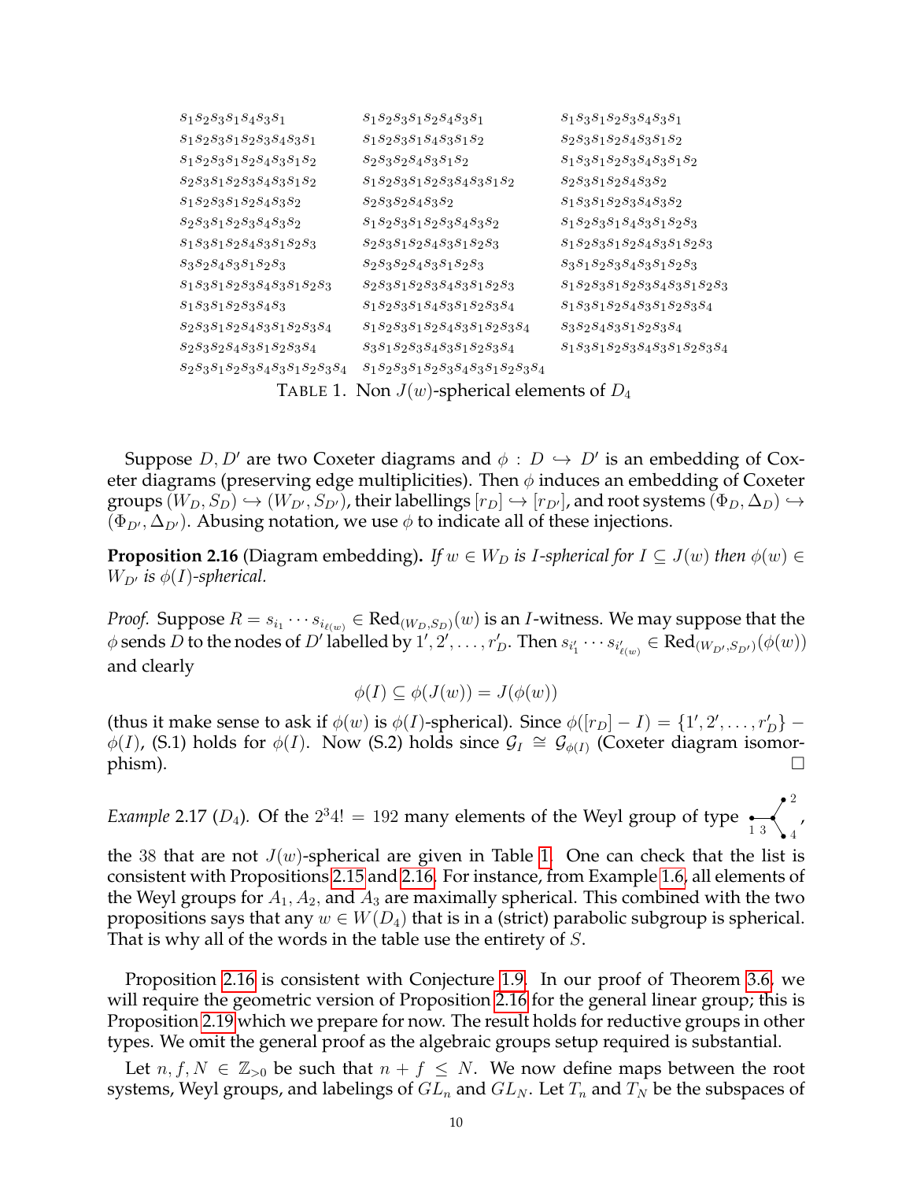| | | |
|---|---|---|
| $s_1s_2s_3s_1s_4s_3s_1$ | $s_1s_2s_3s_1s_2s_4s_3s_1$ | $s_1s_3s_1s_2s_3s_4s_3s_1$ |
| $s_1s_2s_3s_1s_2s_3s_4s_3s_1$ | $s_1s_2s_3s_1s_4s_3s_1s_2$ | $s_2s_3s_1s_2s_4s_3s_1s_2$ |
| $s_1s_2s_3s_1s_2s_4s_3s_1s_2$ | $s_2s_3s_2s_4s_3s_1s_2$ | $s_1s_3s_1s_2s_3s_4s_3s_1s_2$ |
| $s_2s_3s_1s_2s_3s_4s_3s_1s_2$ | $s_1s_2s_3s_1s_2s_3s_4s_3s_1s_2$ | $s_2s_3s_1s_2s_4s_3s_2$ |
| $s_1s_2s_3s_1s_2s_4s_3s_2$ | $s_2s_3s_2s_4s_3s_2$ | $s_1s_3s_1s_2s_3s_4s_3s_2$ |
| $s_2s_3s_1s_2s_3s_4s_3s_2$ | $s_1s_2s_3s_1s_2s_3s_4s_3s_2$ | $s_1s_2s_3s_1s_4s_3s_1s_2s_3$ |
| $s_1s_3s_1s_2s_4s_3s_1s_2s_3$ | $s_2s_3s_1s_2s_4s_3s_1s_2s_3$ | $s_1s_2s_3s_1s_2s_4s_3s_1s_2s_3$ |
| $s_3s_2s_4s_3s_1s_2s_3$ | $s_2s_3s_2s_4s_3s_1s_2s_3$ | $s_3s_1s_2s_3s_4s_3s_1s_2s_3$ |
| $s_1s_3s_1s_2s_3s_4s_3s_1s_2s_3$ | $s_2s_3s_1s_2s_3s_4s_3s_1s_2s_3$ | $s_1s_2s_3s_1s_2s_3s_4s_3s_1s_2s_3$ |
| $s_1s_3s_1s_2s_3s_4s_3$ | $s_1s_2s_3s_1s_4s_3s_1s_2s_3s_4$ | $s_1s_3s_1s_2s_4s_3s_1s_2s_3s_4$ |
| $s_2s_3s_1s_2s_4s_3s_1s_2s_3s_4$ | $s_1s_2s_3s_1s_2s_4s_3s_1s_2s_3s_4$ | $s_3s_2s_4s_3s_1s_2s_3s_4$ |
| $s_2s_3s_2s_4s_3s_1s_2s_3s_4$ | $s_3s_1s_2s_3s_4s_3s_1s_2s_3s_4$ | $s_1s_3s_1s_2s_3s_4s_3s_1s_2s_3s_4$ |
| $s_2s_3s_1s_2s_3s_4s_3s_1s_2s_3s_4$ | $s_1s_2s_3s_1s_2s_3s_4s_3s_1s_2s_3s_4$ | |

TABLE 1. Non $J(w)$-spherical elements of $D_4$

Suppose $D, D'$ are two Coxeter diagrams and $\phi : D \hookrightarrow D'$ is an embedding of Coxeter diagrams (preserving edge multiplicities). Then $\phi$ induces an embedding of Coxeter groups $(W_D, S_D) \hookrightarrow (W_{D'}, S_{D'})$, their labellings $[r_D] \hookrightarrow [r_{D'}]$, and root systems $(\Phi_D, \Delta_D) \hookrightarrow (\Phi_{D'}, \Delta_{D'})$. Abusing notation, we use $\phi$ to indicate all of these injections.

**Proposition 2.16** (Diagram embedding)**.** *If $w \in W_D$ is $I$-spherical for $I \subseteq J(w)$ then $\phi(w) \in W_{D'}$ is $\phi(I)$-spherical.*

*Proof.* Suppose $R = s_{i_1} \cdots s_{i_{\ell(w)}} \in \text{Red}_{(W_D,S_D)}(w)$ is an $I$-witness. We may suppose that the $\phi$ sends $D$ to the nodes of $D'$ labelled by $1', 2', \ldots, r'_D$. Then $s_{i'_1} \cdots s_{i'_{\ell(w)}} \in \text{Red}_{(W_{D'},S_{D'})}(\phi(w))$ and clearly

$$\phi(I) \subseteq \phi(J(w)) = J(\phi(w))$$

(thus it make sense to ask if $\phi(w)$ is $\phi(I)$-spherical). Since $\phi([r_D] - I) = \{1', 2', \ldots, r'_D\} - \phi(I)$, (S.1) holds for $\phi(I)$. Now (S.2) holds since $\mathcal{G}_I \cong \mathcal{G}_{\phi(I)}$ (Coxeter diagram isomorphism). $\square$

*Example* 2.17 ($D_4$). Of the $2^3 4! = 192$ many elements of the Weyl group of type $D_4$ (diagram with nodes 1, 3, 2, 4; node 3 central), the 38 that are not $J(w)$-spherical are given in Table 1. One can check that the list is consistent with Propositions 2.15 and 2.16. For instance, from Example 1.6, all elements of the Weyl groups for $A_1, A_2$, and $A_3$ are maximally spherical. This combined with the two propositions says that any $w \in W(D_4)$ that is in a (strict) parabolic subgroup is spherical. That is why all of the words in the table use the entirety of $S$.

Proposition 2.16 is consistent with Conjecture 1.9. In our proof of Theorem 3.6, we will require the geometric version of Proposition 2.16 for the general linear group; this is Proposition 2.19 which we prepare for now. The result holds for reductive groups in other types. We omit the general proof as the algebraic groups setup required is substantial.

Let $n, f, N \in \mathbb{Z}_{>0}$ be such that $n + f \leq N$. We now define maps between the root systems, Weyl groups, and labelings of $GL_n$ and $GL_N$. Let $T_n$ and $T_N$ be the subspaces of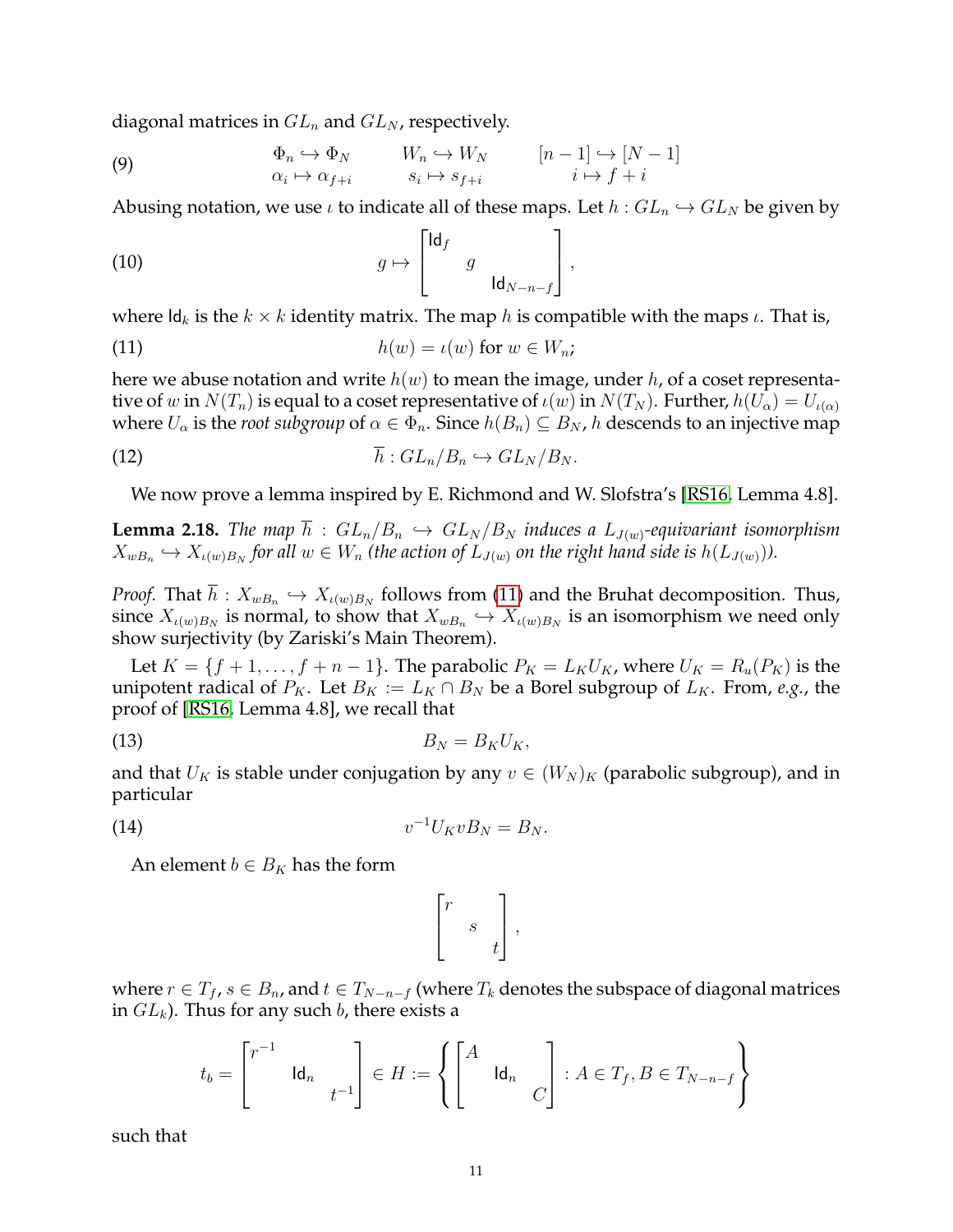diagonal matrices in $GL_n$ and $GL_N$, respectively.

$$
\begin{array}{ccc}
\Phi_n \hookrightarrow \Phi_N & W_n \hookrightarrow W_N & [n-1] \hookrightarrow [N-1] \\
\alpha_i \mapsto \alpha_{f+i} & s_i \mapsto s_{f+i} & i \mapsto f+i
\end{array} \tag{9}
$$

Abusing notation, we use $\iota$ to indicate all of these maps. Let $h : GL_n \hookrightarrow GL_N$ be given by

$$
g \mapsto \begin{bmatrix} \mathsf{Id}_f & & \\ & g & \\ & & \mathsf{Id}_{N-n-f} \end{bmatrix}, \tag{10}
$$

where $\mathsf{Id}_k$ is the $k \times k$ identity matrix. The map $h$ is compatible with the maps $\iota$. That is,

$$
h(w) = \iota(w) \text{ for } w \in W_n; \tag{11}
$$

here we abuse notation and write $h(w)$ to mean the image, under $h$, of a coset representative of $w$ in $N(T_n)$ is equal to a coset representative of $\iota(w)$ in $N(T_N)$. Further, $h(U_\alpha) = U_{\iota(\alpha)}$ where $U_\alpha$ is the *root subgroup* of $\alpha \in \Phi_n$. Since $h(B_n) \subseteq B_N$, $h$ descends to an injective map

$$
\overline{h} : GL_n/B_n \hookrightarrow GL_N/B_N. \tag{12}
$$

We now prove a lemma inspired by E. Richmond and W. Slofstra's [RS16, Lemma 4.8].

**Lemma 2.18.** *The map $\overline{h} : GL_n/B_n \hookrightarrow GL_N/B_N$ induces a $L_{J(w)}$-equivariant isomorphism $X_{wB_n} \hookrightarrow X_{\iota(w)B_N}$ for all $w \in W_n$ (the action of $L_{J(w)}$ on the right hand side is $h(L_{J(w)})$).*

*Proof.* That $\overline{h} : X_{wB_n} \hookrightarrow X_{\iota(w)B_N}$ follows from (11) and the Bruhat decomposition. Thus, since $X_{\iota(w)B_N}$ is normal, to show that $X_{wB_n} \hookrightarrow X_{\iota(w)B_N}$ is an isomorphism we need only show surjectivity (by Zariski's Main Theorem).

Let $K = \{f+1, \ldots, f+n-1\}$. The parabolic $P_K = L_K U_K$, where $U_K = R_u(P_K)$ is the unipotent radical of $P_K$. Let $B_K := L_K \cap B_N$ be a Borel subgroup of $L_K$. From, *e.g.*, the proof of [RS16, Lemma 4.8], we recall that

$$
B_N = B_K U_K, \tag{13}
$$

and that $U_K$ is stable under conjugation by any $v \in (W_N)_K$ (parabolic subgroup), and in particular

$$
v^{-1} U_K v B_N = B_N. \tag{14}
$$

An element $b \in B_K$ has the form

$$
\begin{bmatrix} r & & \\ & s & \\ & & t \end{bmatrix},
$$

where $r \in T_f$, $s \in B_n$, and $t \in T_{N-n-f}$ (where $T_k$ denotes the subspace of diagonal matrices in $GL_k$). Thus for any such $b$, there exists a

$$
t_b = \begin{bmatrix} r^{-1} & & \\ & \mathsf{Id}_n & \\ & & t^{-1} \end{bmatrix} \in H := \left\{ \begin{bmatrix} A & & \\ & \mathsf{Id}_n & \\ & & C \end{bmatrix} : A \in T_f, B \in T_{N-n-f} \right\}
$$

such that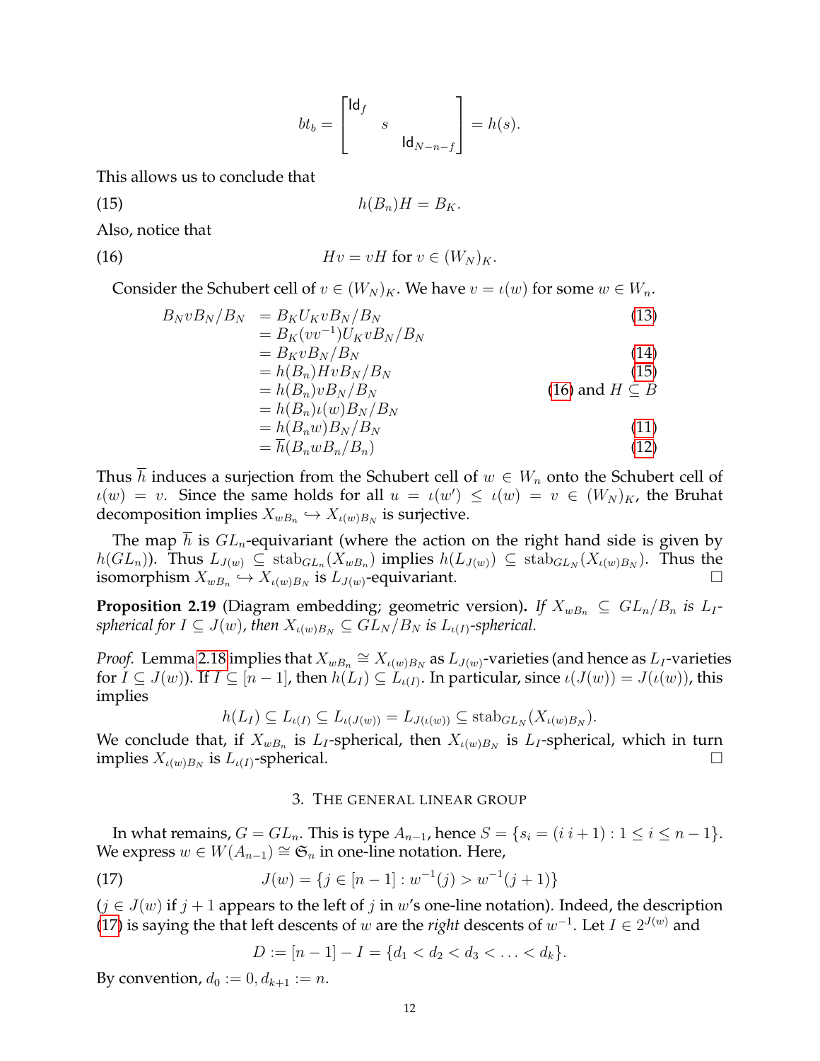$$bt_b = \begin{bmatrix} \mathsf{Id}_f & & \\ & s & \\ & & \mathsf{Id}_{N-n-f} \end{bmatrix} = h(s).$$

This allows us to conclude that

$$h(B_n)H = B_K. \tag{15}$$

Also, notice that

$$Hv = vH \text{ for } v \in (W_N)_K. \tag{16}$$

Consider the Schubert cell of $v \in (W_N)_K$. We have $v = \iota(w)$ for some $w \in W_n$.

$$\begin{aligned}
B_N v B_N / B_N &= B_K U_K v B_N / B_N && (13)\\
&= B_K (v v^{-1}) U_K v B_N / B_N && \\
&= B_K v B_N / B_N && (14)\\
&= h(B_n) H v B_N / B_N && (15)\\
&= h(B_n) v B_N / B_N && (16) \text{ and } H \subseteq B\\
&= h(B_n)\iota(w) B_N / B_N && \\
&= h(B_n w) B_N / B_N && (11)\\
&= \overline{h}(B_n w B_n / B_n) && (12)
\end{aligned}$$

Thus $\overline{h}$ induces a surjection from the Schubert cell of $w \in W_n$ onto the Schubert cell of $\iota(w) = v$. Since the same holds for all $u = \iota(w') \leq \iota(w) = v \in (W_N)_K$, the Bruhat decomposition implies $X_{wB_n} \hookrightarrow X_{\iota(w)B_N}$ is surjective.

The map $\overline{h}$ is $GL_n$-equivariant (where the action on the right hand side is given by $h(GL_n)$). Thus $L_{J(w)} \subseteq \mathrm{stab}_{GL_n}(X_{wB_n})$ implies $h(L_{J(w)}) \subseteq \mathrm{stab}_{GL_N}(X_{\iota(w)B_N})$. Thus the isomorphism $X_{wB_n} \hookrightarrow X_{\iota(w)B_N}$ is $L_{J(w)}$-equivariant. □

**Proposition 2.19** (Diagram embedding; geometric version). *If $X_{wB_n} \subseteq GL_n/B_n$ is $L_I$-spherical for $I \subseteq J(w)$, then $X_{\iota(w)B_N} \subseteq GL_N/B_N$ is $L_{\iota(I)}$-spherical.*

*Proof.* Lemma 2.18 implies that $X_{wB_n} \cong X_{\iota(w)B_N}$ as $L_{J(w)}$-varieties (and hence as $L_I$-varieties for $I \subseteq J(w)$). If $I \subseteq [n-1]$, then $h(L_I) \subseteq L_{\iota(I)}$. In particular, since $\iota(J(w)) = J(\iota(w))$, this implies

$$h(L_I) \subseteq L_{\iota(I)} \subseteq L_{\iota(J(w))} = L_{J(\iota(w))} \subseteq \mathrm{stab}_{GL_N}(X_{\iota(w)B_N}).$$

We conclude that, if $X_{wB_n}$ is $L_I$-spherical, then $X_{\iota(w)B_N}$ is $L_I$-spherical, which in turn implies $X_{\iota(w)B_N}$ is $L_{\iota(I)}$-spherical. □

## 3. The general linear group

In what remains, $G = GL_n$. This is type $A_{n-1}$, hence $S = \{s_i = (i\, i+1) : 1 \leq i \leq n-1\}$. We express $w \in W(A_{n-1}) \cong \mathfrak{S}_n$ in one-line notation. Here,

$$J(w) = \{j \in [n-1] : w^{-1}(j) > w^{-1}(j+1)\} \tag{17}$$

($j \in J(w)$ if $j+1$ appears to the left of $j$ in $w$'s one-line notation). Indeed, the description (17) is saying the that left descents of $w$ are the *right* descents of $w^{-1}$. Let $I \in 2^{J(w)}$ and

$$D := [n-1] - I = \{d_1 < d_2 < d_3 < \ldots < d_k\}.$$

By convention, $d_0 := 0, d_{k+1} := n$.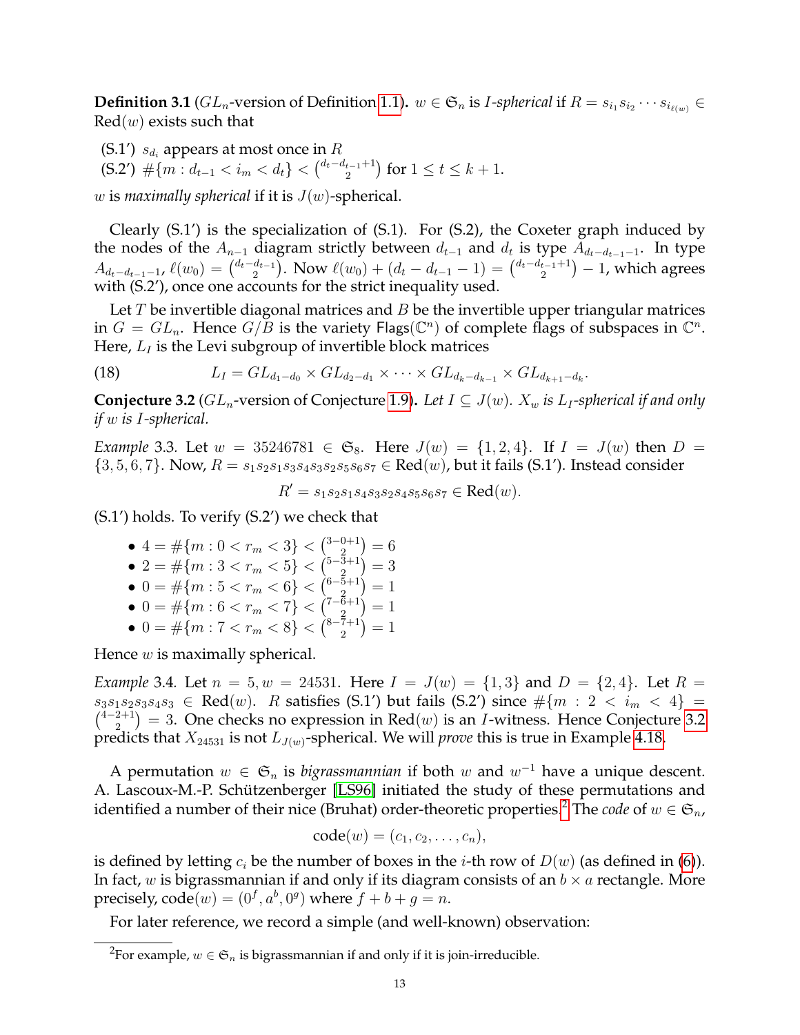**Definition 3.1** ($GL_n$-version of Definition 1.1)**.** $w \in \mathfrak{S}_n$ is *I-spherical* if $R = s_{i_1} s_{i_2} \cdots s_{i_{\ell(w)}} \in \text{Red}(w)$ exists such that

- (S.1′) $s_{d_i}$ appears at most once in $R$
- (S.2′) $\#\{m : d_{t-1} < i_m < d_t\} < \binom{d_t - d_{t-1}+1}{2}$ for $1 \leq t \leq k+1$.

$w$ is *maximally spherical* if it is $J(w)$-spherical.

Clearly (S.1′) is the specialization of (S.1). For (S.2), the Coxeter graph induced by the nodes of the $A_{n-1}$ diagram strictly between $d_{t-1}$ and $d_t$ is type $A_{d_t - d_{t-1}-1}$. In type $A_{d_t-d_{t-1}-1}$, $\ell(w_0) = \binom{d_t - d_{t-1}}{2}$. Now $\ell(w_0) + (d_t - d_{t-1} - 1) = \binom{d_t - d_{t-1}+1}{2} - 1$, which agrees with (S.2′), once one accounts for the strict inequality used.

Let $T$ be invertible diagonal matrices and $B$ be the invertible upper triangular matrices in $G = GL_n$. Hence $G/B$ is the variety $\mathsf{Flags}(\mathbb{C}^n)$ of complete flags of subspaces in $\mathbb{C}^n$. Here, $L_I$ is the Levi subgroup of invertible block matrices

$$L_I = GL_{d_1 - d_0} \times GL_{d_2 - d_1} \times \cdots \times GL_{d_k - d_{k-1}} \times GL_{d_{k+1} - d_k}. \tag{18}$$

**Conjecture 3.2** ($GL_n$-version of Conjecture 1.9)**.** *Let $I \subseteq J(w)$. $X_w$ is $L_I$-spherical if and only if $w$ is $I$-spherical.*

*Example* 3.3. Let $w = 35246781 \in \mathfrak{S}_8$. Here $J(w) = \{1, 2, 4\}$. If $I = J(w)$ then $D = \{3, 5, 6, 7\}$. Now, $R = s_1 s_2 s_1 s_3 s_4 s_3 s_2 s_5 s_6 s_7 \in \text{Red}(w)$, but it fails (S.1′). Instead consider

$$R' = s_1 s_2 s_1 s_4 s_3 s_2 s_4 s_5 s_6 s_7 \in \text{Red}(w).$$

(S.1′) holds. To verify (S.2′) we check that

- $4 = \#\{m : 0 < r_m < 3\} < \binom{3-0+1}{2} = 6$
- $2 = \#\{m : 3 < r_m < 5\} < \binom{5-3+1}{2} = 3$
- $0 = \#\{m : 5 < r_m < 6\} < \binom{6-5+1}{2} = 1$
- $0 = \#\{m : 6 < r_m < 7\} < \binom{7-6+1}{2} = 1$
- $0 = \#\{m : 7 < r_m < 8\} < \binom{8-7+1}{2} = 1$

Hence $w$ is maximally spherical.

*Example* 3.4. Let $n = 5, w = 24531$. Here $I = J(w) = \{1, 3\}$ and $D = \{2, 4\}$. Let $R = s_3 s_1 s_2 s_3 s_4 s_3 \in \text{Red}(w)$. $R$ satisfies (S.1′) but fails (S.2′) since $\#\{m : 2 < i_m < 4\} = \binom{4-2+1}{2} = 3$. One checks no expression in $\text{Red}(w)$ is an $I$-witness. Hence Conjecture 3.2 predicts that $X_{24531}$ is not $L_{J(w)}$-spherical. We will *prove* this is true in Example 4.18.

A permutation $w \in \mathfrak{S}_n$ is *bigrassmannian* if both $w$ and $w^{-1}$ have a unique descent. A. Lascoux-M.-P. Schützenberger [LS96] initiated the study of these permutations and identified a number of their nice (Bruhat) order-theoretic properties.[2] The *code* of $w \in \mathfrak{S}_n$,

$$\text{code}(w) = (c_1, c_2, \ldots, c_n),$$

is defined by letting $c_i$ be the number of boxes in the $i$-th row of $D(w)$ (as defined in (6)). In fact, $w$ is bigrassmannian if and only if its diagram consists of an $b \times a$ rectangle. More precisely, $\text{code}(w) = (0^f, a^b, 0^g)$ where $f + b + g = n$.

For later reference, we record a simple (and well-known) observation:

[2] For example, $w \in \mathfrak{S}_n$ is bigrassmannian if and only if it is join-irreducible.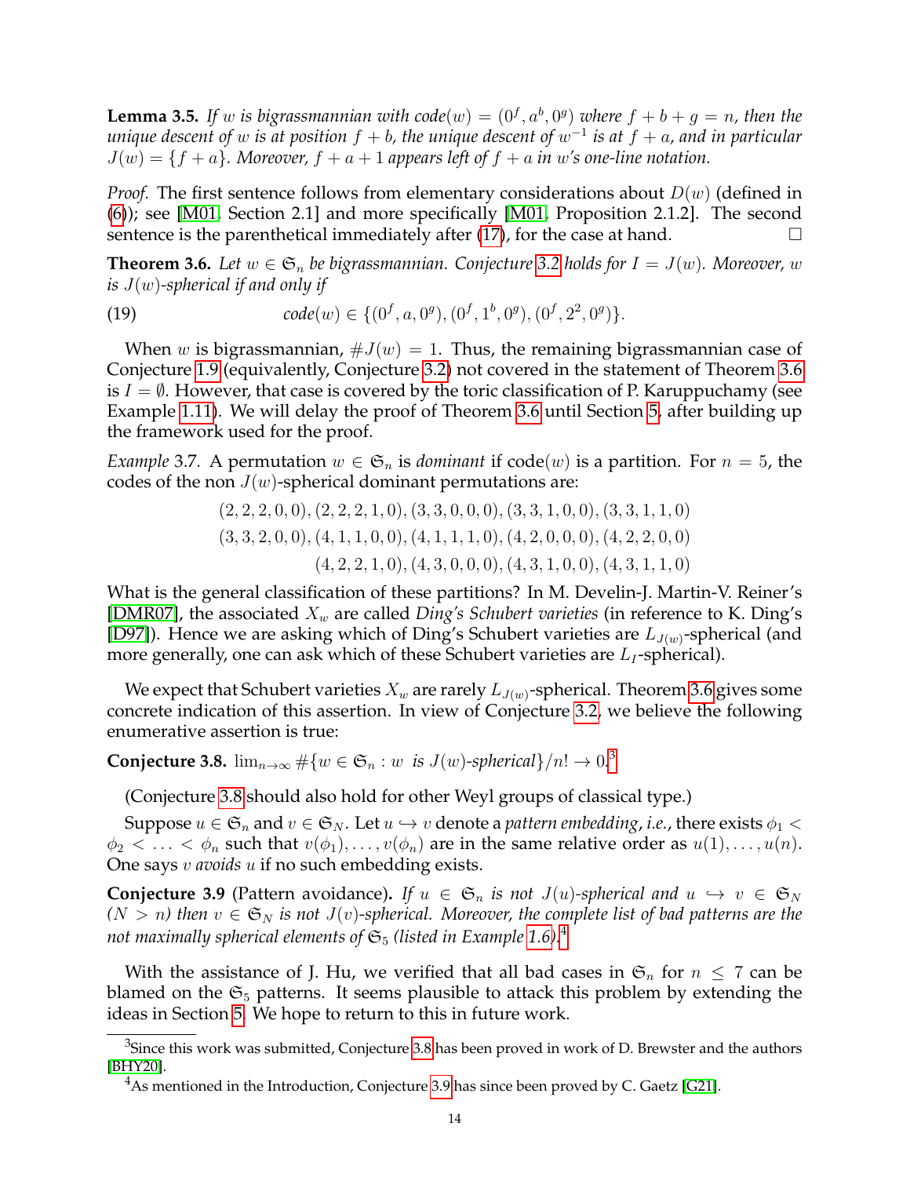**Lemma 3.5.** *If $w$ is bigrassmannian with code$(w) = (0^f, a^b, 0^g)$ where $f + b + g = n$, then the unique descent of $w$ is at position $f + b$, the unique descent of $w^{-1}$ is at $f + a$, and in particular $J(w) = \{f + a\}$. Moreover, $f + a + 1$ appears left of $f + a$ in $w$'s one-line notation.*

*Proof.* The first sentence follows from elementary considerations about $D(w)$ (defined in (6)); see [M01, Section 2.1] and more specifically [M01, Proposition 2.1.2]. The second sentence is the parenthetical immediately after (17), for the case at hand. $\square$

**Theorem 3.6.** *Let $w \in \mathfrak{S}_n$ be bigrassmannian. Conjecture 3.2 holds for $I = J(w)$. Moreover, $w$ is $J(w)$-spherical if and only if*

$$\text{code}(w) \in \{(0^f, a, 0^g), (0^f, 1^b, 0^g), (0^f, 2^2, 0^g)\}. \tag{19}$$

When $w$ is bigrassmannian, $\#J(w) = 1$. Thus, the remaining bigrassmannian case of Conjecture 1.9 (equivalently, Conjecture 3.2) not covered in the statement of Theorem 3.6 is $I = \emptyset$. However, that case is covered by the toric classification of P. Karuppuchamy (see Example 1.11). We will delay the proof of Theorem 3.6 until Section 5, after building up the framework used for the proof.

*Example* 3.7. A permutation $w \in \mathfrak{S}_n$ is *dominant* if code$(w)$ is a partition. For $n = 5$, the codes of the non $J(w)$-spherical dominant permutations are:

$$(2,2,2,0,0), (2,2,2,1,0), (3,3,0,0,0), (3,3,1,0,0), (3,3,1,1,0)$$
$$(3,3,2,0,0), (4,1,1,0,0), (4,1,1,1,0), (4,2,0,0,0), (4,2,2,0,0)$$
$$(4,2,2,1,0), (4,3,0,0,0), (4,3,1,0,0), (4,3,1,1,0)$$

What is the general classification of these partitions? In M. Develin-J. Martin-V. Reiner's [DMR07], the associated $X_w$ are called *Ding's Schubert varieties* (in reference to K. Ding's [D97]). Hence we are asking which of Ding's Schubert varieties are $L_{J(w)}$-spherical (and more generally, one can ask which of these Schubert varieties are $L_I$-spherical).

We expect that Schubert varieties $X_w$ are rarely $L_{J(w)}$-spherical. Theorem 3.6 gives some concrete indication of this assertion. In view of Conjecture 3.2, we believe the following enumerative assertion is true:

**Conjecture 3.8.** $\lim_{n\to\infty} \#\{w \in \mathfrak{S}_n : w$ *is* $J(w)$*-spherical*$\}/n! \to 0$.[3]

(Conjecture 3.8 should also hold for other Weyl groups of classical type.)

Suppose $u \in \mathfrak{S}_n$ and $v \in \mathfrak{S}_N$. Let $u \hookrightarrow v$ denote a *pattern embedding*, *i.e.*, there exists $\phi_1 < \phi_2 < \ldots < \phi_n$ such that $v(\phi_1), \ldots, v(\phi_n)$ are in the same relative order as $u(1), \ldots, u(n)$. One says $v$ *avoids* $u$ if no such embedding exists.

**Conjecture 3.9** (Pattern avoidance)**.** *If $u \in \mathfrak{S}_n$ is not $J(u)$-spherical and $u \hookrightarrow v \in \mathfrak{S}_N$ ($N > n$) then $v \in \mathfrak{S}_N$ is not $J(v)$-spherical. Moreover, the complete list of bad patterns are the not maximally spherical elements of $\mathfrak{S}_5$ (listed in Example 1.6).*[4]

With the assistance of J. Hu, we verified that all bad cases in $\mathfrak{S}_n$ for $n \leq 7$ can be blamed on the $\mathfrak{S}_5$ patterns. It seems plausible to attack this problem by extending the ideas in Section 5. We hope to return to this in future work.

[3] Since this work was submitted, Conjecture 3.8 has been proved in work of D. Brewster and the authors [BHY20].

[4] As mentioned in the Introduction, Conjecture 3.9 has since been proved by C. Gaetz [G21].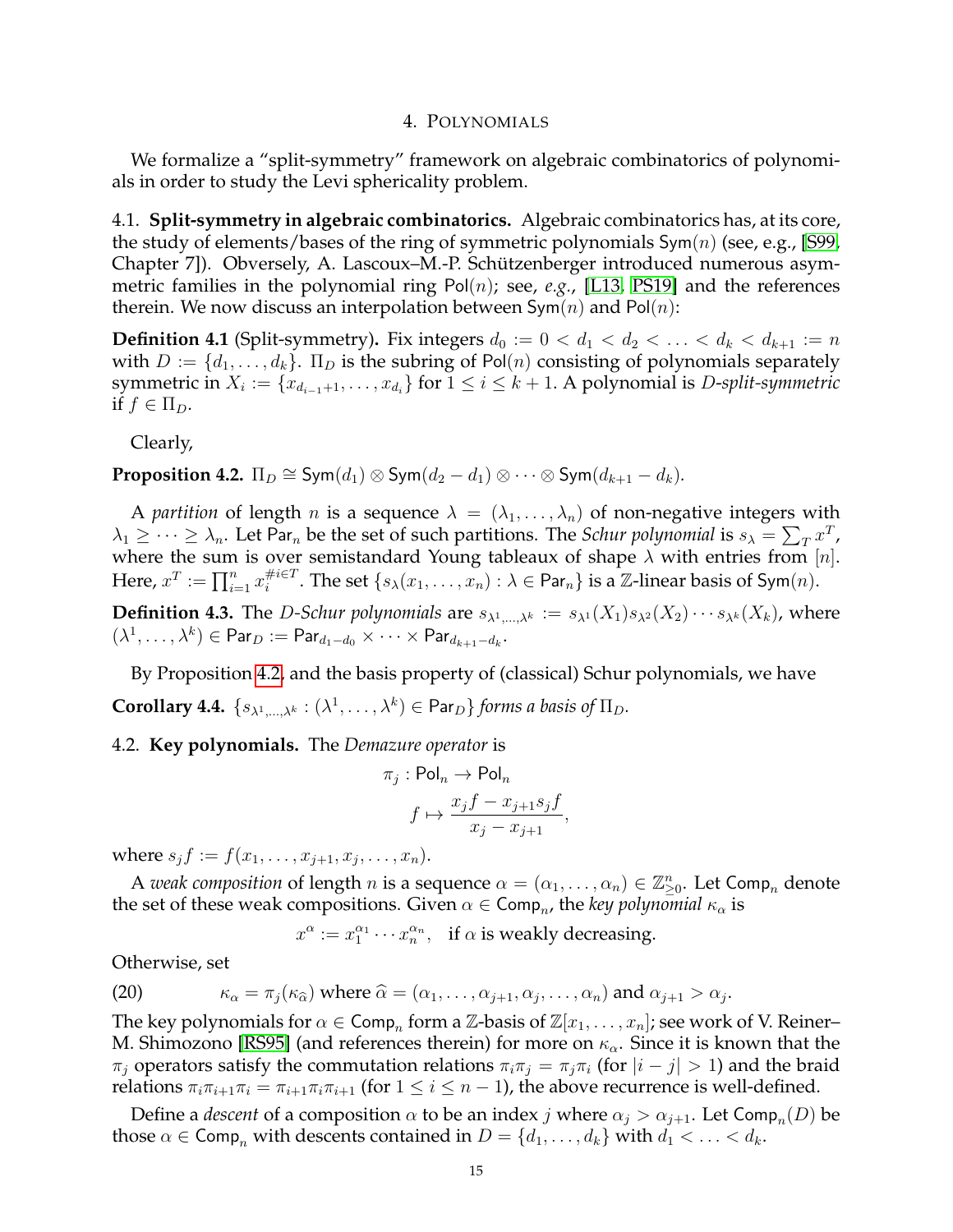## 4. Polynomials

We formalize a "split-symmetry" framework on algebraic combinatorics of polynomials in order to study the Levi sphericality problem.

### 4.1. Split-symmetry in algebraic combinatorics.

Algebraic combinatorics has, at its core, the study of elements/bases of the ring of symmetric polynomials $\mathsf{Sym}(n)$ (see, e.g., [S99, Chapter 7]). Obversely, A. Lascoux–M.-P. Schützenberger introduced numerous asymmetric families in the polynomial ring $\mathsf{Pol}(n)$; see, *e.g.*, [L13, PS19] and the references therein. We now discuss an interpolation between $\mathsf{Sym}(n)$ and $\mathsf{Pol}(n)$:

**Definition 4.1** (Split-symmetry)**.** Fix integers $d_0 := 0 < d_1 < d_2 < \ldots < d_k < d_{k+1} := n$ with $D := \{d_1, \ldots, d_k\}$. $\Pi_D$ is the subring of $\mathsf{Pol}(n)$ consisting of polynomials separately symmetric in $X_i := \{x_{d_{i-1}+1}, \ldots, x_{d_i}\}$ for $1 \le i \le k+1$. A polynomial is *$D$-split-symmetric* if $f \in \Pi_D$.

Clearly,

**Proposition 4.2.** *$\Pi_D \cong \mathsf{Sym}(d_1) \otimes \mathsf{Sym}(d_2 - d_1) \otimes \cdots \otimes \mathsf{Sym}(d_{k+1} - d_k)$.*

A *partition* of length $n$ is a sequence $\lambda = (\lambda_1, \ldots, \lambda_n)$ of non-negative integers with $\lambda_1 \ge \cdots \ge \lambda_n$. Let $\mathsf{Par}_n$ be the set of such partitions. The *Schur polynomial* is $s_\lambda = \sum_T x^T$, where the sum is over semistandard Young tableaux of shape $\lambda$ with entries from $[n]$. Here, $x^T := \prod_{i=1}^n x_i^{\# i \in T}$. The set $\{s_\lambda(x_1, \ldots, x_n) : \lambda \in \mathsf{Par}_n\}$ is a $\mathbb{Z}$-linear basis of $\mathsf{Sym}(n)$.

**Definition 4.3.** The *$D$-Schur polynomials* are $s_{\lambda^1,\ldots,\lambda^k} := s_{\lambda^1}(X_1)s_{\lambda^2}(X_2)\cdots s_{\lambda^k}(X_k)$, where $(\lambda^1, \ldots, \lambda^k) \in \mathsf{Par}_D := \mathsf{Par}_{d_1-d_0} \times \cdots \times \mathsf{Par}_{d_{k+1}-d_k}$.

By Proposition 4.2, and the basis property of (classical) Schur polynomials, we have

**Corollary 4.4.** *$\{s_{\lambda^1,\ldots,\lambda^k} : (\lambda^1, \ldots, \lambda^k) \in \mathsf{Par}_D\}$ forms a basis of $\Pi_D$.*

### 4.2. Key polynomials.

The *Demazure operator* is

$$\pi_j : \mathsf{Pol}_n \to \mathsf{Pol}_n$$
$$f \mapsto \frac{x_j f - x_{j+1} s_j f}{x_j - x_{j+1}},$$

where $s_j f := f(x_1, \ldots, x_{j+1}, x_j, \ldots, x_n)$.

A *weak composition* of length $n$ is a sequence $\alpha = (\alpha_1, \ldots, \alpha_n) \in \mathbb{Z}^n_{\ge 0}$. Let $\mathsf{Comp}_n$ denote the set of these weak compositions. Given $\alpha \in \mathsf{Comp}_n$, the *key polynomial* $\kappa_\alpha$ is

$$x^\alpha := x_1^{\alpha_1} \cdots x_n^{\alpha_n}, \quad \text{if } \alpha \text{ is weakly decreasing.}$$

Otherwise, set

$$\kappa_\alpha = \pi_j(\kappa_{\widehat{\alpha}}) \text{ where } \widehat{\alpha} = (\alpha_1, \ldots, \alpha_{j+1}, \alpha_j, \ldots, \alpha_n) \text{ and } \alpha_{j+1} > \alpha_j. \tag{20}$$

The key polynomials for $\alpha \in \mathsf{Comp}_n$ form a $\mathbb{Z}$-basis of $\mathbb{Z}[x_1, \ldots, x_n]$; see work of V. Reiner–M. Shimozono [RS95] (and references therein) for more on $\kappa_\alpha$. Since it is known that the $\pi_j$ operators satisfy the commutation relations $\pi_i\pi_j = \pi_j\pi_i$ (for $|i-j| > 1$) and the braid relations $\pi_i\pi_{i+1}\pi_i = \pi_{i+1}\pi_i\pi_{i+1}$ (for $1 \le i \le n-1$), the above recurrence is well-defined.

Define a *descent* of a composition $\alpha$ to be an index $j$ where $\alpha_j > \alpha_{j+1}$. Let $\mathsf{Comp}_n(D)$ be those $\alpha \in \mathsf{Comp}_n$ with descents contained in $D = \{d_1, \ldots, d_k\}$ with $d_1 < \ldots < d_k$.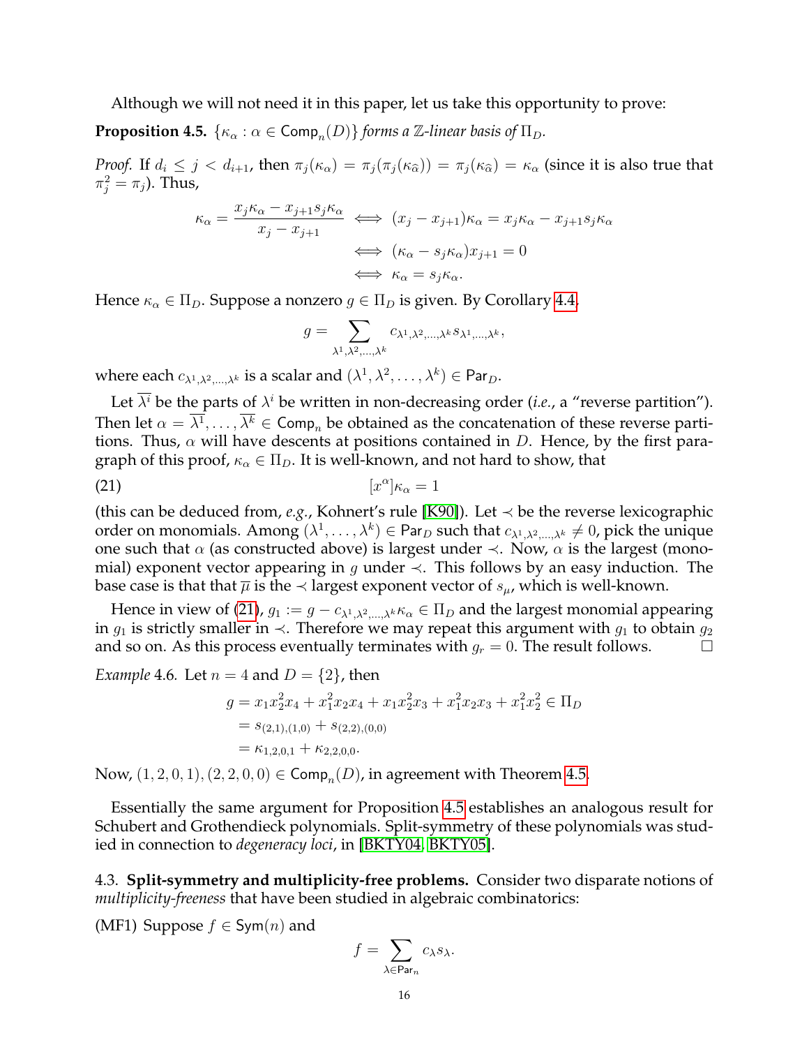Although we will not need it in this paper, let us take this opportunity to prove:

**Proposition 4.5.** *$\{\kappa_\alpha : \alpha \in \mathsf{Comp}_n(D)\}$ forms a $\mathbb{Z}$-linear basis of $\Pi_D$.*

*Proof.* If $d_i \leq j < d_{i+1}$, then $\pi_j(\kappa_\alpha) = \pi_j(\pi_j(\kappa_{\widehat{\alpha}})) = \pi_j(\kappa_{\widehat{\alpha}}) = \kappa_\alpha$ (since it is also true that $\pi_j^2 = \pi_j$). Thus,

$$\kappa_\alpha = \frac{x_j\kappa_\alpha - x_{j+1}s_j\kappa_\alpha}{x_j - x_{j+1}} \iff (x_j - x_{j+1})\kappa_\alpha = x_j\kappa_\alpha - x_{j+1}s_j\kappa_\alpha$$
$$\iff (\kappa_\alpha - s_j\kappa_\alpha)x_{j+1} = 0$$
$$\iff \kappa_\alpha = s_j\kappa_\alpha.$$

Hence $\kappa_\alpha \in \Pi_D$. Suppose a nonzero $g \in \Pi_D$ is given. By Corollary 4.4,

$$g = \sum_{\lambda^1,\lambda^2,\ldots,\lambda^k} c_{\lambda^1,\lambda^2,\ldots,\lambda^k} s_{\lambda^1,\ldots,\lambda^k},$$

where each $c_{\lambda^1,\lambda^2,\ldots,\lambda^k}$ is a scalar and $(\lambda^1,\lambda^2,\ldots,\lambda^k) \in \mathsf{Par}_D$.

Let $\overline{\lambda^i}$ be the parts of $\lambda^i$ be written in non-decreasing order (*i.e.*, a "reverse partition"). Then let $\alpha = \overline{\lambda^1},\ldots,\overline{\lambda^k} \in \mathsf{Comp}_n$ be obtained as the concatenation of these reverse partitions. Thus, $\alpha$ will have descents at positions contained in $D$. Hence, by the first paragraph of this proof, $\kappa_\alpha \in \Pi_D$. It is well-known, and not hard to show, that

$$[x^\alpha]\kappa_\alpha = 1 \tag{21}$$

(this can be deduced from, *e.g.*, Kohnert's rule [K90]). Let $\prec$ be the reverse lexicographic order on monomials. Among $(\lambda^1,\ldots,\lambda^k) \in \mathsf{Par}_D$ such that $c_{\lambda^1,\lambda^2,\ldots,\lambda^k} \neq 0$, pick the unique one such that $\alpha$ (as constructed above) is largest under $\prec$. Now, $\alpha$ is the largest (monomial) exponent vector appearing in $g$ under $\prec$. This follows by an easy induction. The base case is that that $\overline{\mu}$ is the $\prec$ largest exponent vector of $s_\mu$, which is well-known.

Hence in view of (21), $g_1 := g - c_{\lambda^1,\lambda^2,\ldots,\lambda^k}\kappa_\alpha \in \Pi_D$ and the largest monomial appearing in $g_1$ is strictly smaller in $\prec$. Therefore we may repeat this argument with $g_1$ to obtain $g_2$ and so on. As this process eventually terminates with $g_r = 0$. The result follows. □

*Example* 4.6. Let $n = 4$ and $D = \{2\}$, then

$$\begin{aligned} g &= x_1x_2^2x_4 + x_1^2x_2x_4 + x_1x_2^2x_3 + x_1^2x_2x_3 + x_1^2x_2^2 \in \Pi_D \\ &= s_{(2,1),(1,0)} + s_{(2,2),(0,0)} \\ &= \kappa_{1,2,0,1} + \kappa_{2,2,0,0}. \end{aligned}$$

Now, $(1,2,0,1),(2,2,0,0) \in \mathsf{Comp}_n(D)$, in agreement with Theorem 4.5.

Essentially the same argument for Proposition 4.5 establishes an analogous result for Schubert and Grothendieck polynomials. Split-symmetry of these polynomials was studied in connection to *degeneracy loci*, in [BKTY04, BKTY05].

4.3. **Split-symmetry and multiplicity-free problems.** Consider two disparate notions of *multiplicity-freeness* that have been studied in algebraic combinatorics:

(MF1) Suppose $f \in \mathsf{Sym}(n)$ and

$$f = \sum_{\lambda \in \mathsf{Par}_n} c_\lambda s_\lambda.$$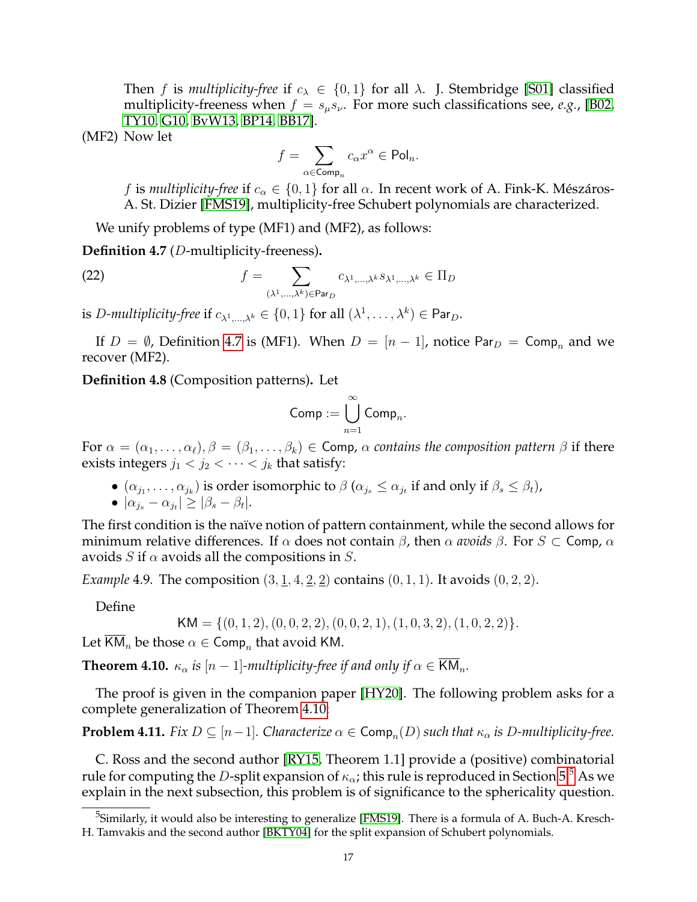Then $f$ is *multiplicity-free* if $c_\lambda \in \{0,1\}$ for all $\lambda$. J. Stembridge [S01] classified multiplicity-freeness when $f = s_\mu s_\nu$. For more such classifications see, *e.g.*, [B02, TY10, G10, BvW13, BP14, BB17].

(MF2) Now let

$$f = \sum_{\alpha \in \mathsf{Comp}_n} c_\alpha x^\alpha \in \mathsf{Pol}_n.$$

$f$ is *multiplicity-free* if $c_\alpha \in \{0,1\}$ for all $\alpha$. In recent work of A. Fink-K. Mészáros-A. St. Dizier [FMS19], multiplicity-free Schubert polynomials are characterized.

We unify problems of type (MF1) and (MF2), as follows:

**Definition 4.7** ($D$-multiplicity-freeness)**.**

$$f = \sum_{(\lambda^1,\ldots,\lambda^k) \in \mathsf{Par}_D} c_{\lambda^1,\ldots,\lambda^k} s_{\lambda^1,\ldots,\lambda^k} \in \Pi_D \tag{22}$$

is *$D$-multiplicity-free* if $c_{\lambda^1,\ldots,\lambda^k} \in \{0,1\}$ for all $(\lambda^1,\ldots,\lambda^k) \in \mathsf{Par}_D$.

If $D = \emptyset$, Definition 4.7 is (MF1). When $D = [n-1]$, notice $\mathsf{Par}_D = \mathsf{Comp}_n$ and we recover (MF2).

**Definition 4.8** (Composition patterns)**.** Let

$$\mathsf{Comp} := \bigcup_{n=1}^{\infty} \mathsf{Comp}_n.$$

For $\alpha = (\alpha_1,\ldots,\alpha_\ell), \beta = (\beta_1,\ldots,\beta_k) \in \mathsf{Comp}$, $\alpha$ *contains the composition pattern* $\beta$ if there exists integers $j_1 < j_2 < \cdots < j_k$ that satisfy:

- $(\alpha_{j_1},\ldots,\alpha_{j_k})$ is order isomorphic to $\beta$ ($\alpha_{j_s} \leq \alpha_{j_t}$ if and only if $\beta_s \leq \beta_t$),
- $|\alpha_{j_s} - \alpha_{j_t}| \geq |\beta_s - \beta_t|$.

The first condition is the naïve notion of pattern containment, while the second allows for minimum relative differences. If $\alpha$ does not contain $\beta$, then $\alpha$ *avoids* $\beta$. For $S \subset \mathsf{Comp}$, $\alpha$ avoids $S$ if $\alpha$ avoids all the compositions in $S$.

*Example* 4.9. The composition $(3, \underline{1}, 4, \underline{2}, \underline{2})$ contains $(0,1,1)$. It avoids $(0,2,2)$.

Define

$$\mathsf{KM} = \{(0,1,2),(0,0,2,2),(0,0,2,1),(1,0,3,2),(1,0,2,2)\}.$$

Let $\overline{\mathsf{KM}}_n$ be those $\alpha \in \mathsf{Comp}_n$ that avoid $\mathsf{KM}$.

**Theorem 4.10.** *$\kappa_\alpha$ is $[n-1]$-multiplicity-free if and only if $\alpha \in \overline{\mathsf{KM}}_n$.*

The proof is given in the companion paper [HY20]. The following problem asks for a complete generalization of Theorem 4.10:

**Problem 4.11.** *Fix $D \subseteq [n-1]$. Characterize $\alpha \in \mathsf{Comp}_n(D)$ such that $\kappa_\alpha$ is $D$-multiplicity-free.*

C. Ross and the second author [RY15, Theorem 1.1] provide a (positive) combinatorial rule for computing the $D$-split expansion of $\kappa_\alpha$; this rule is reproduced in Section 5.[5] As we explain in the next subsection, this problem is of significance to the sphericality question.

[5] Similarly, it would also be interesting to generalize [FMS19]. There is a formula of A. Buch-A. Kresch-H. Tamvakis and the second author [BKTY04] for the split expansion of Schubert polynomials.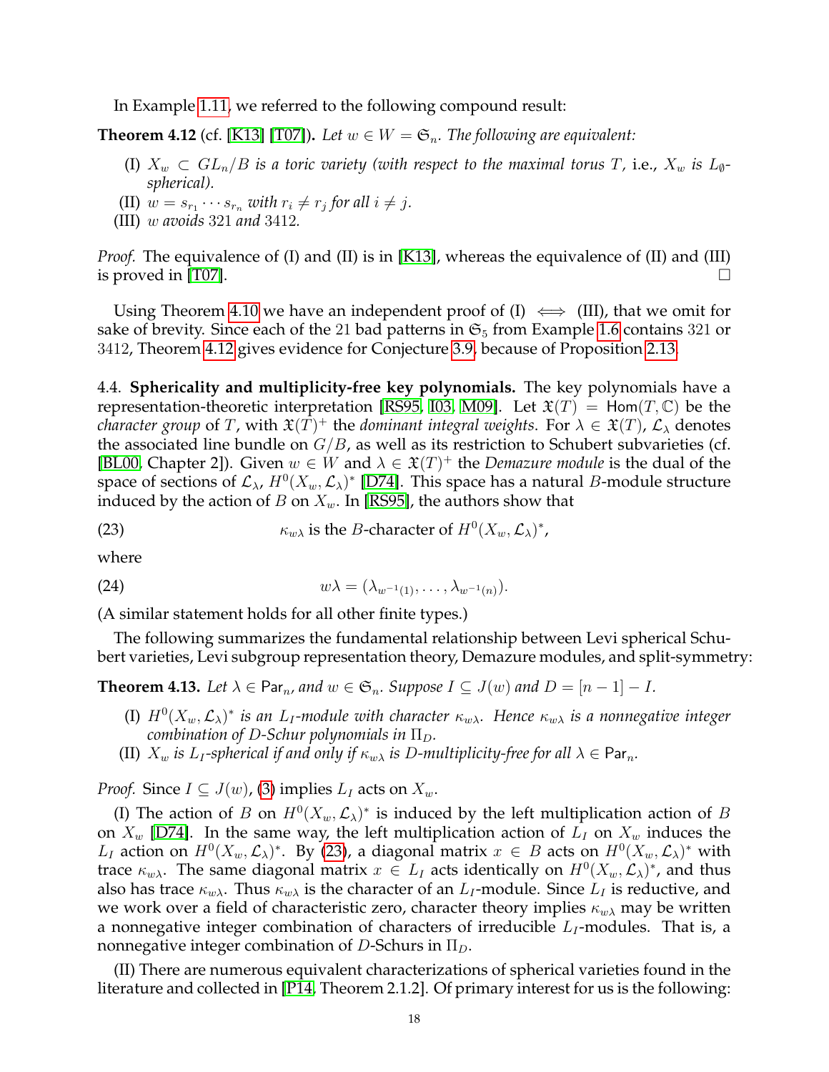In Example 1.11, we referred to the following compound result:

**Theorem 4.12** (cf. [K13] [T07])**.** *Let $w \in W = \mathfrak{S}_n$. The following are equivalent:*

- (I) *$X_w \subset GL_n/B$ is a toric variety (with respect to the maximal torus $T$, i.e., $X_w$ is $L_\emptyset$-spherical).*
- (II) *$w = s_{r_1} \cdots s_{r_n}$ with $r_i \neq r_j$ for all $i \neq j$.*
- (III) *$w$ avoids 321 and 3412.*

*Proof.* The equivalence of (I) and (II) is in [K13], whereas the equivalence of (II) and (III) is proved in [T07]. $\square$

Using Theorem 4.10 we have an independent proof of (I) $\iff$ (III), that we omit for sake of brevity. Since each of the 21 bad patterns in $\mathfrak{S}_5$ from Example 1.6 contains 321 or 3412, Theorem 4.12 gives evidence for Conjecture 3.9, because of Proposition 2.13.

4.4. **Sphericality and multiplicity-free key polynomials.** The key polynomials have a representation-theoretic interpretation [RS95, I03, M09]. Let $\mathfrak{X}(T) = \mathsf{Hom}(T, \mathbb{C})$ be the *character group* of $T$, with $\mathfrak{X}(T)^+$ the *dominant integral weights*. For $\lambda \in \mathfrak{X}(T)$, $\mathcal{L}_\lambda$ denotes the associated line bundle on $G/B$, as well as its restriction to Schubert subvarieties (cf. [BL00, Chapter 2]). Given $w \in W$ and $\lambda \in \mathfrak{X}(T)^+$ the *Demazure module* is the dual of the space of sections of $\mathcal{L}_\lambda$, $H^0(X_w, \mathcal{L}_\lambda)^*$ [D74]. This space has a natural $B$-module structure induced by the action of $B$ on $X_w$. In [RS95], the authors show that

$$\kappa_{w\lambda} \text{ is the } B\text{-character of } H^0(X_w, \mathcal{L}_\lambda)^*, \tag{23}$$

where

$$w\lambda = (\lambda_{w^{-1}(1)}, \ldots, \lambda_{w^{-1}(n)}). \tag{24}$$

(A similar statement holds for all other finite types.)

The following summarizes the fundamental relationship between Levi spherical Schubert varieties, Levi subgroup representation theory, Demazure modules, and split-symmetry:

**Theorem 4.13.** *Let $\lambda \in \mathsf{Par}_n$, and $w \in \mathfrak{S}_n$. Suppose $I \subseteq J(w)$ and $D = [n-1] - I$.*

- (I) *$H^0(X_w, \mathcal{L}_\lambda)^*$ is an $L_I$-module with character $\kappa_{w\lambda}$. Hence $\kappa_{w\lambda}$ is a nonnegative integer combination of $D$-Schur polynomials in $\Pi_D$.*
- (II) *$X_w$ is $L_I$-spherical if and only if $\kappa_{w\lambda}$ is $D$-multiplicity-free for all $\lambda \in \mathsf{Par}_n$.*

*Proof.* Since $I \subseteq J(w)$, (3) implies $L_I$ acts on $X_w$.

(I) The action of $B$ on $H^0(X_w, \mathcal{L}_\lambda)^*$ is induced by the left multiplication action of $B$ on $X_w$ [D74]. In the same way, the left multiplication action of $L_I$ on $X_w$ induces the $L_I$ action on $H^0(X_w, \mathcal{L}_\lambda)^*$. By (23), a diagonal matrix $x \in B$ acts on $H^0(X_w, \mathcal{L}_\lambda)^*$ with trace $\kappa_{w\lambda}$. The same diagonal matrix $x \in L_I$ acts identically on $H^0(X_w, \mathcal{L}_\lambda)^*$, and thus also has trace $\kappa_{w\lambda}$. Thus $\kappa_{w\lambda}$ is the character of an $L_I$-module. Since $L_I$ is reductive, and we work over a field of characteristic zero, character theory implies $\kappa_{w\lambda}$ may be written a nonnegative integer combination of characters of irreducible $L_I$-modules. That is, a nonnegative integer combination of $D$-Schurs in $\Pi_D$.

(II) There are numerous equivalent characterizations of spherical varieties found in the literature and collected in [P14, Theorem 2.1.2]. Of primary interest for us is the following: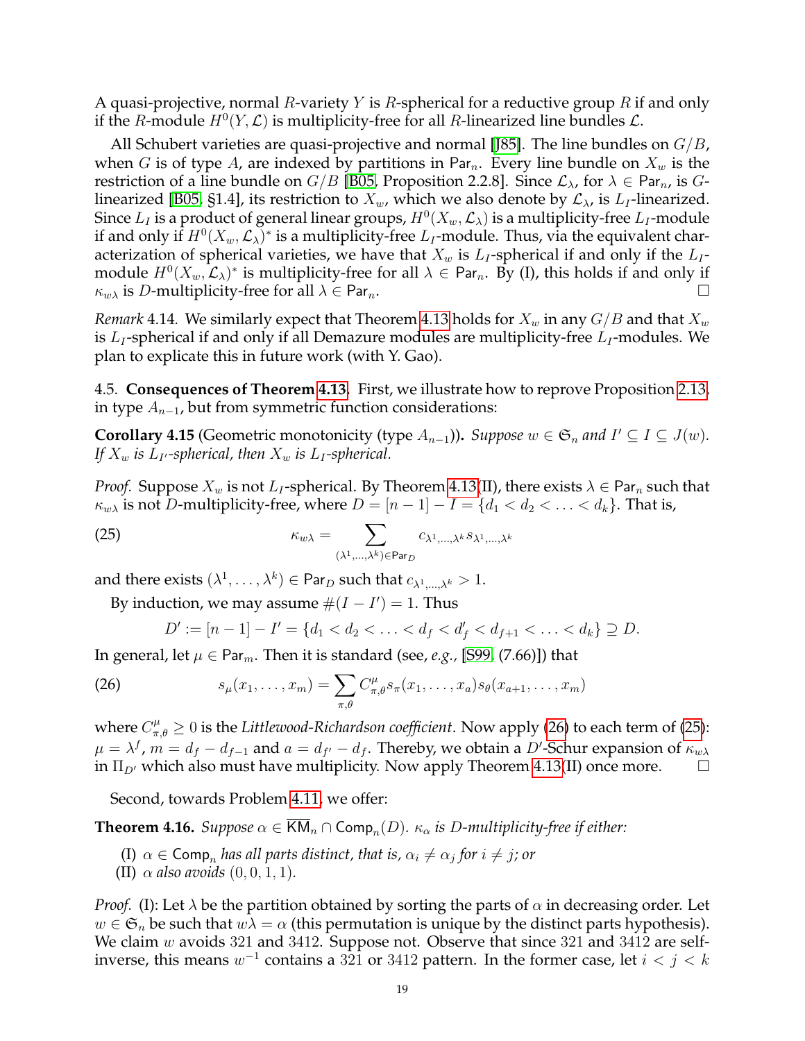A quasi-projective, normal $R$-variety $Y$ is $R$-spherical for a reductive group $R$ if and only if the $R$-module $H^0(Y, \mathcal{L})$ is multiplicity-free for all $R$-linearized line bundles $\mathcal{L}$.

All Schubert varieties are quasi-projective and normal [J85]. The line bundles on $G/B$, when $G$ is of type $A$, are indexed by partitions in $\mathsf{Par}_n$. Every line bundle on $X_w$ is the restriction of a line bundle on $G/B$ [B05, Proposition 2.2.8]. Since $\mathcal{L}_\lambda$, for $\lambda \in \mathsf{Par}_n$, is $G$-linearized [B05, §1.4], its restriction to $X_w$, which we also denote by $\mathcal{L}_\lambda$, is $L_I$-linearized. Since $L_I$ is a product of general linear groups, $H^0(X_w, \mathcal{L}_\lambda)$ is a multiplicity-free $L_I$-module if and only if $H^0(X_w, \mathcal{L}_\lambda)^*$ is a multiplicity-free $L_I$-module. Thus, via the equivalent characterization of spherical varieties, we have that $X_w$ is $L_I$-spherical if and only if the $L_I$-module $H^0(X_w, \mathcal{L}_\lambda)^*$ is multiplicity-free for all $\lambda \in \mathsf{Par}_n$. By (I), this holds if and only if $\kappa_{w\lambda}$ is $D$-multiplicity-free for all $\lambda \in \mathsf{Par}_n$. $\square$

*Remark* 4.14. We similarly expect that Theorem 4.13 holds for $X_w$ in any $G/B$ and that $X_w$ is $L_I$-spherical if and only if all Demazure modules are multiplicity-free $L_I$-modules. We plan to explicate this in future work (with Y. Gao).

4.5. **Consequences of Theorem 4.13.** First, we illustrate how to reprove Proposition 2.13, in type $A_{n-1}$, but from symmetric function considerations:

**Corollary 4.15** (Geometric monotonicity (type $A_{n-1}$)). *Suppose $w \in \mathfrak{S}_n$ and $I' \subseteq I \subseteq J(w)$. If $X_w$ is $L_{I'}$-spherical, then $X_w$ is $L_I$-spherical.*

*Proof.* Suppose $X_w$ is not $L_I$-spherical. By Theorem 4.13(II), there exists $\lambda \in \mathsf{Par}_n$ such that $\kappa_{w\lambda}$ is not $D$-multiplicity-free, where $D = [n-1] - I = \{d_1 < d_2 < \ldots < d_k\}$. That is,

$$\kappa_{w\lambda} = \sum_{(\lambda^1, \ldots, \lambda^k) \in \mathsf{Par}_D} c_{\lambda^1, \ldots, \lambda^k} s_{\lambda^1, \ldots, \lambda^k} \tag{25}$$

and there exists $(\lambda^1, \ldots, \lambda^k) \in \mathsf{Par}_D$ such that $c_{\lambda^1, \ldots, \lambda^k} > 1$.

By induction, we may assume $\#(I - I') = 1$. Thus

$$D' := [n-1] - I' = \{d_1 < d_2 < \ldots < d_f < d'_f < d_{f+1} < \ldots < d_k\} \supseteq D.$$

In general, let $\mu \in \mathsf{Par}_m$. Then it is standard (see, *e.g.*, [S99, (7.66)]) that

$$s_\mu(x_1, \ldots, x_m) = \sum_{\pi, \theta} C^\mu_{\pi,\theta} s_\pi(x_1, \ldots, x_a) s_\theta(x_{a+1}, \ldots, x_m) \tag{26}$$

where $C^\mu_{\pi,\theta} \geq 0$ is the *Littlewood-Richardson coefficient*. Now apply (26) to each term of (25): $\mu = \lambda^f$, $m = d_f - d_{f-1}$ and $a = d_{f'} - d_f$. Thereby, we obtain a $D'$-Schur expansion of $\kappa_{w\lambda}$ in $\Pi_{D'}$ which also must have multiplicity. Now apply Theorem 4.13(II) once more. $\square$

Second, towards Problem 4.11, we offer:

**Theorem 4.16.** *Suppose $\alpha \in \overline{\mathsf{KM}}_n \cap \mathsf{Comp}_n(D)$. $\kappa_\alpha$ is $D$-multiplicity-free if either:*

- (I) *$\alpha \in \mathsf{Comp}_n$ has all parts distinct, that is, $\alpha_i \neq \alpha_j$ for $i \neq j$; or*
- (II) *$\alpha$ also avoids $(0, 0, 1, 1)$.*

*Proof.* (I): Let $\lambda$ be the partition obtained by sorting the parts of $\alpha$ in decreasing order. Let $w \in \mathfrak{S}_n$ be such that $w\lambda = \alpha$ (this permutation is unique by the distinct parts hypothesis). We claim $w$ avoids $321$ and $3412$. Suppose not. Observe that since $321$ and $3412$ are self-inverse, this means $w^{-1}$ contains a $321$ or $3412$ pattern. In the former case, let $i < j < k$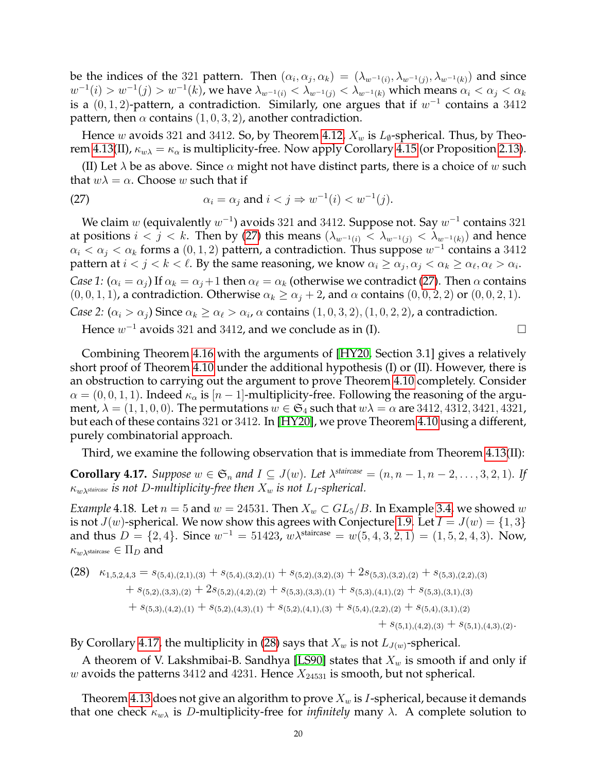be the indices of the 321 pattern. Then $(\alpha_i, \alpha_j, \alpha_k) = (\lambda_{w^{-1}(i)}, \lambda_{w^{-1}(j)}, \lambda_{w^{-1}(k)})$ and since $w^{-1}(i) > w^{-1}(j) > w^{-1}(k)$, we have $\lambda_{w^{-1}(i)} < \lambda_{w^{-1}(j)} < \lambda_{w^{-1}(k)}$ which means $\alpha_i < \alpha_j < \alpha_k$ is a $(0,1,2)$-pattern, a contradiction. Similarly, one argues that if $w^{-1}$ contains a 3412 pattern, then $\alpha$ contains $(1,0,3,2)$, another contradiction.

Hence $w$ avoids 321 and 3412. So, by Theorem 4.12, $X_w$ is $L_\emptyset$-spherical. Thus, by Theorem 4.13(II), $\kappa_{w\lambda} = \kappa_\alpha$ is multiplicity-free. Now apply Corollary 4.15 (or Proposition 2.13).

(II) Let $\lambda$ be as above. Since $\alpha$ might not have distinct parts, there is a choice of $w$ such that $w\lambda = \alpha$. Choose $w$ such that if

$$\alpha_i = \alpha_j \text{ and } i < j \Rightarrow w^{-1}(i) < w^{-1}(j). \tag{27}$$

We claim $w$ (equivalently $w^{-1}$) avoids 321 and 3412. Suppose not. Say $w^{-1}$ contains 321 at positions $i < j < k$. Then by (27) this means $(\lambda_{w^{-1}(i)} < \lambda_{w^{-1}(j)} < \lambda_{w^{-1}(k)})$ and hence $\alpha_i < \alpha_j < \alpha_k$ forms a $(0,1,2)$ pattern, a contradiction. Thus suppose $w^{-1}$ contains a 3412 pattern at $i < j < k < \ell$. By the same reasoning, we know $\alpha_i \geq \alpha_j, \alpha_j < \alpha_k \geq \alpha_\ell, \alpha_\ell > \alpha_i$.

*Case 1:* ($\alpha_i = \alpha_j$) If $\alpha_k = \alpha_j + 1$ then $\alpha_\ell = \alpha_k$ (otherwise we contradict (27)). Then $\alpha$ contains $(0,0,1,1)$, a contradiction. Otherwise $\alpha_k \geq \alpha_j + 2$, and $\alpha$ contains $(0,0,2,2)$ or $(0,0,2,1)$.

*Case 2:* ($\alpha_i > \alpha_j$) Since $\alpha_k \geq \alpha_\ell > \alpha_i$, $\alpha$ contains $(1,0,3,2), (1,0,2,2)$, a contradiction.

Hence $w^{-1}$ avoids 321 and 3412, and we conclude as in (I). □

Combining Theorem 4.16 with the arguments of [HY20, Section 3.1] gives a relatively short proof of Theorem 4.10 under the additional hypothesis (I) or (II). However, there is an obstruction to carrying out the argument to prove Theorem 4.10 completely. Consider $\alpha = (0,0,1,1)$. Indeed $\kappa_\alpha$ is $[n-1]$-multiplicity-free. Following the reasoning of the argument, $\lambda = (1,1,0,0)$. The permutations $w \in \mathfrak{S}_4$ such that $w\lambda = \alpha$ are $3412, 4312, 3421, 4321$, but each of these contains 321 or 3412. In [HY20], we prove Theorem 4.10 using a different, purely combinatorial approach.

Third, we examine the following observation that is immediate from Theorem 4.13(II):

**Corollary 4.17.** *Suppose $w \in \mathfrak{S}_n$ and $I \subseteq J(w)$. Let $\lambda^{staircase} = (n, n-1, n-2, \ldots, 3, 2, 1)$. If $\kappa_{w\lambda^{staircase}}$ is not $D$-multiplicity-free then $X_w$ is not $L_I$-spherical.*

*Example* 4.18. Let $n = 5$ and $w = 24531$. Then $X_w \subset GL_5/B$. In Example 3.4, we showed $w$ is not $J(w)$-spherical. We now show this agrees with Conjecture 1.9. Let $I = J(w) = \{1,3\}$ and thus $D = \{2,4\}$. Since $w^{-1} = 51423$, $w\lambda^{\text{staircase}} = w(5,4,3,2,1) = (1,5,2,4,3)$. Now, $\kappa_{w\lambda^{\text{staircase}}} \in \Pi_D$ and

$$\begin{aligned}
\kappa_{1,5,2,4,3} = {} & s_{(5,4),(2,1),(3)} + s_{(5,4),(3,2),(1)} + s_{(5,2),(3,2),(3)} + 2s_{(5,3),(3,2),(2)} + s_{(5,3),(2,2),(3)} \\
& + s_{(5,2),(3,3),(2)} + 2s_{(5,2),(4,2),(2)} + s_{(5,3),(3,3),(1)} + s_{(5,3),(4,1),(2)} + s_{(5,3),(3,1),(3)} \\
& + s_{(5,3),(4,2),(1)} + s_{(5,2),(4,3),(1)} + s_{(5,2),(4,1),(3)} + s_{(5,4),(2,2),(2)} + s_{(5,4),(3,1),(2)} \\
& + s_{(5,1),(4,2),(3)} + s_{(5,1),(4,3),(2)}.
\end{aligned} \tag{28}$$

By Corollary 4.17, the multiplicity in (28) says that $X_w$ is not $L_{J(w)}$-spherical.

A theorem of V. Lakshmibai-B. Sandhya [LS90] states that $X_w$ is smooth if and only if $w$ avoids the patterns 3412 and 4231. Hence $X_{24531}$ is smooth, but not spherical.

Theorem 4.13 does not give an algorithm to prove $X_w$ is $I$-spherical, because it demands that one check $\kappa_{w\lambda}$ is $D$-multiplicity-free for *infinitely* many $\lambda$. A complete solution to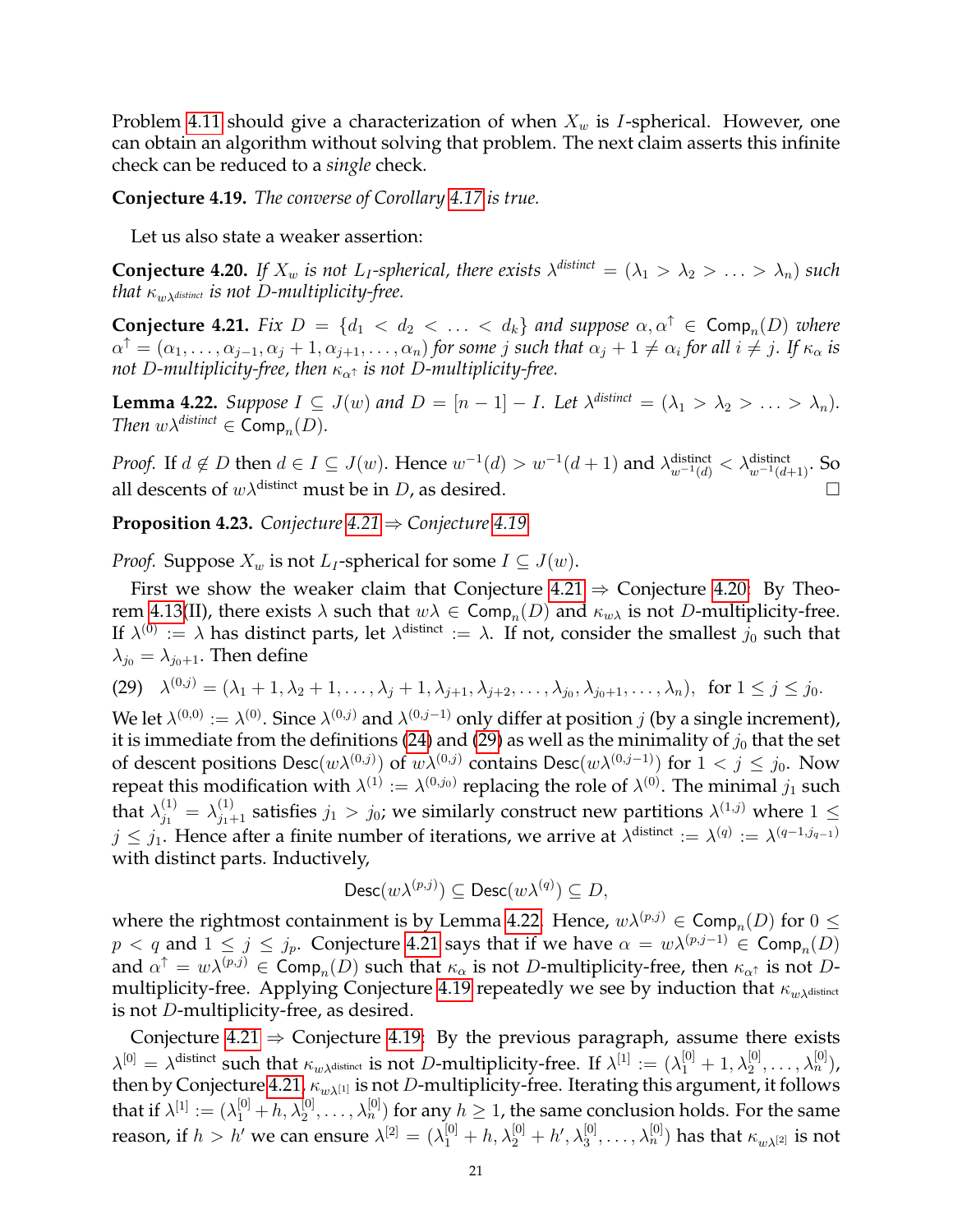Problem 4.11 should give a characterization of when $X_w$ is $I$-spherical. However, one can obtain an algorithm without solving that problem. The next claim asserts this infinite check can be reduced to a *single* check.

**Conjecture 4.19.** *The converse of Corollary 4.17 is true.*

Let us also state a weaker assertion:

**Conjecture 4.20.** *If $X_w$ is not $L_I$-spherical, there exists $\lambda^{distinct} = (\lambda_1 > \lambda_2 > \ldots > \lambda_n)$ such that $\kappa_{w\lambda^{distinct}}$ is not $D$-multiplicity-free.*

**Conjecture 4.21.** *Fix $D = \{d_1 < d_2 < \ldots < d_k\}$ and suppose $\alpha, \alpha^{\uparrow} \in \mathsf{Comp}_n(D)$ where $\alpha^{\uparrow} = (\alpha_1, \ldots, \alpha_{j-1}, \alpha_j + 1, \alpha_{j+1}, \ldots, \alpha_n)$ for some $j$ such that $\alpha_j + 1 \neq \alpha_i$ for all $i \neq j$. If $\kappa_\alpha$ is not $D$-multiplicity-free, then $\kappa_{\alpha^{\uparrow}}$ is not $D$-multiplicity-free.*

**Lemma 4.22.** *Suppose $I \subseteq J(w)$ and $D = [n-1] - I$. Let $\lambda^{distinct} = (\lambda_1 > \lambda_2 > \ldots > \lambda_n)$. Then $w\lambda^{distinct} \in \mathsf{Comp}_n(D)$.*

*Proof.* If $d \notin D$ then $d \in I \subseteq J(w)$. Hence $w^{-1}(d) > w^{-1}(d+1)$ and $\lambda^{\text{distinct}}_{w^{-1}(d)} < \lambda^{\text{distinct}}_{w^{-1}(d+1)}$. So all descents of $w\lambda^{\text{distinct}}$ must be in $D$, as desired. $\square$

**Proposition 4.23.** *Conjecture 4.21 $\Rightarrow$ Conjecture 4.19.*

*Proof.* Suppose $X_w$ is not $L_I$-spherical for some $I \subseteq J(w)$.

First we show the weaker claim that Conjecture 4.21 $\Rightarrow$ Conjecture 4.20: By Theorem 4.13(II), there exists $\lambda$ such that $w\lambda \in \mathsf{Comp}_n(D)$ and $\kappa_{w\lambda}$ is not $D$-multiplicity-free. If $\lambda^{(0)} := \lambda$ has distinct parts, let $\lambda^{\text{distinct}} := \lambda$. If not, consider the smallest $j_0$ such that $\lambda_{j_0} = \lambda_{j_0+1}$. Then define

$$\lambda^{(0,j)} = (\lambda_1 + 1, \lambda_2 + 1, \ldots, \lambda_j + 1, \lambda_{j+1}, \lambda_{j+2}, \ldots, \lambda_{j_0}, \lambda_{j_0+1}, \ldots, \lambda_n), \quad \text{for } 1 \leq j \leq j_0. \tag{29}$$

We let $\lambda^{(0,0)} := \lambda^{(0)}$. Since $\lambda^{(0,j)}$ and $\lambda^{(0,j-1)}$ only differ at position $j$ (by a single increment), it is immediate from the definitions (24) and (29) as well as the minimality of $j_0$ that the set of descent positions $\mathsf{Desc}(w\lambda^{(0,j)})$ of $w\lambda^{(0,j)}$ contains $\mathsf{Desc}(w\lambda^{(0,j-1)})$ for $1 < j \leq j_0$. Now repeat this modification with $\lambda^{(1)} := \lambda^{(0,j_0)}$ replacing the role of $\lambda^{(0)}$. The minimal $j_1$ such that $\lambda^{(1)}_{j_1} = \lambda^{(1)}_{j_1+1}$ satisfies $j_1 > j_0$; we similarly construct new partitions $\lambda^{(1,j)}$ where $1 \leq j \leq j_1$. Hence after a finite number of iterations, we arrive at $\lambda^{\text{distinct}} := \lambda^{(q)} := \lambda^{(q-1,j_{q-1})}$ with distinct parts. Inductively,

$$\mathsf{Desc}(w\lambda^{(p,j)}) \subseteq \mathsf{Desc}(w\lambda^{(q)}) \subseteq D,$$

where the rightmost containment is by Lemma 4.22. Hence, $w\lambda^{(p,j)} \in \mathsf{Comp}_n(D)$ for $0 \leq p < q$ and $1 \leq j \leq j_p$. Conjecture 4.21 says that if we have $\alpha = w\lambda^{(p,j-1)} \in \mathsf{Comp}_n(D)$ and $\alpha^{\uparrow} = w\lambda^{(p,j)} \in \mathsf{Comp}_n(D)$ such that $\kappa_\alpha$ is not $D$-multiplicity-free, then $\kappa_{\alpha^{\uparrow}}$ is not $D$-multiplicity-free. Applying Conjecture 4.19 repeatedly we see by induction that $\kappa_{w\lambda^{\text{distinct}}}$ is not $D$-multiplicity-free, as desired.

Conjecture 4.21 $\Rightarrow$ Conjecture 4.19: By the previous paragraph, assume there exists $\lambda^{[0]} = \lambda^{\text{distinct}}$ such that $\kappa_{w\lambda^{\text{distinct}}}$ is not $D$-multiplicity-free. If $\lambda^{[1]} := (\lambda^{[0]}_1 + 1, \lambda^{[0]}_2, \ldots, \lambda^{[0]}_n)$, then by Conjecture 4.21, $\kappa_{w\lambda^{[1]}}$ is not $D$-multiplicity-free. Iterating this argument, it follows that if $\lambda^{[1]} := (\lambda^{[0]}_1 + h, \lambda^{[0]}_2, \ldots, \lambda^{[0]}_n)$ for any $h \geq 1$, the same conclusion holds. For the same reason, if $h > h'$ we can ensure $\lambda^{[2]} = (\lambda^{[0]}_1 + h, \lambda^{[0]}_2 + h', \lambda^{[0]}_3, \ldots, \lambda^{[0]}_n)$ has that $\kappa_{w\lambda^{[2]}}$ is not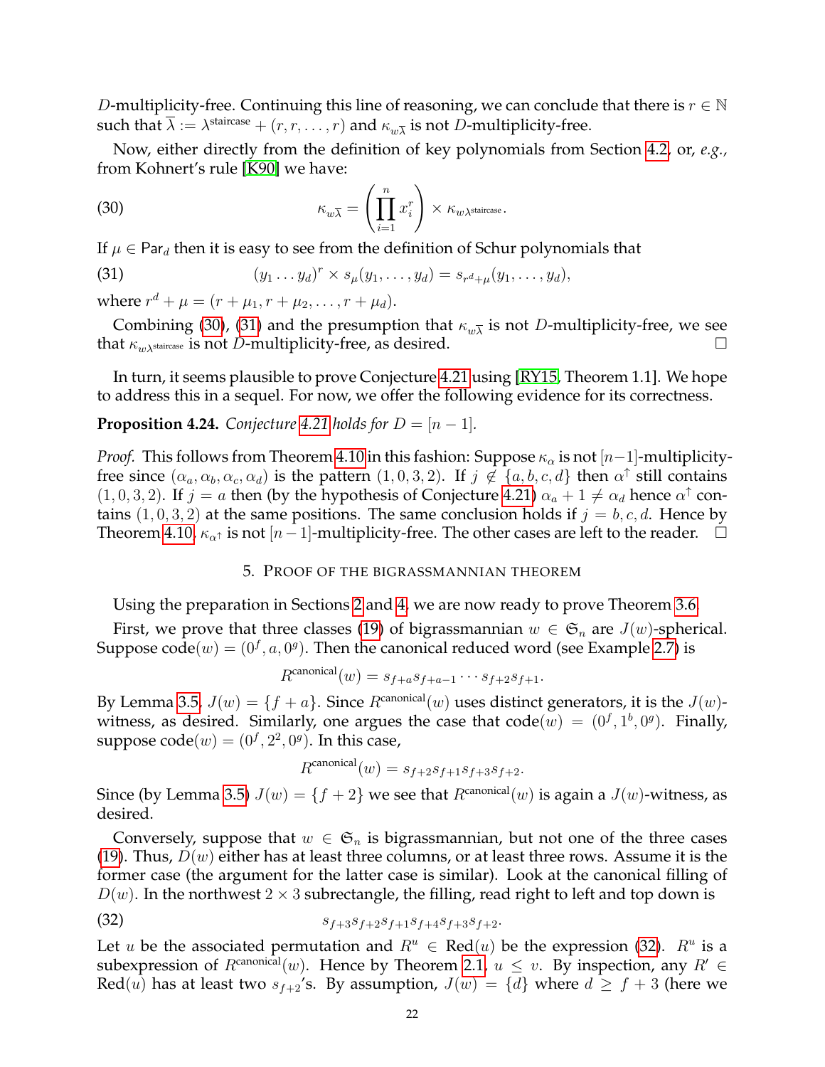$D$-multiplicity-free. Continuing this line of reasoning, we can conclude that there is $r \in \mathbb{N}$ such that $\overline{\lambda} := \lambda^{\text{staircase}} + (r, r, \ldots, r)$ and $\kappa_{w\overline{\lambda}}$ is not $D$-multiplicity-free.

Now, either directly from the definition of key polynomials from Section 4.2, or, *e.g.*, from Kohnert's rule [K90] we have:

$$\kappa_{w\overline{\lambda}} = \left(\prod_{i=1}^{n} x_i^r\right) \times \kappa_{w\lambda^{\text{staircase}}}. \tag{30}$$

If $\mu \in \mathsf{Par}_d$ then it is easy to see from the definition of Schur polynomials that

$$(y_1 \ldots y_d)^r \times s_\mu(y_1, \ldots, y_d) = s_{r^d + \mu}(y_1, \ldots, y_d), \tag{31}$$

where $r^d + \mu = (r + \mu_1, r + \mu_2, \ldots, r + \mu_d)$.

Combining (30), (31) and the presumption that $\kappa_{w\overline{\lambda}}$ is not $D$-multiplicity-free, we see that $\kappa_{w\lambda^{\text{staircase}}}$ is not $D$-multiplicity-free, as desired. $\square$

In turn, it seems plausible to prove Conjecture 4.21 using [RY15, Theorem 1.1]. We hope to address this in a sequel. For now, we offer the following evidence for its correctness.

**Proposition 4.24.** *Conjecture 4.21 holds for $D = [n-1]$.*

*Proof.* This follows from Theorem 4.10 in this fashion: Suppose $\kappa_\alpha$ is not $[n-1]$-multiplicity-free since $(\alpha_a, \alpha_b, \alpha_c, \alpha_d)$ is the pattern $(1, 0, 3, 2)$. If $j \not\in \{a, b, c, d\}$ then $\alpha^\uparrow$ still contains $(1, 0, 3, 2)$. If $j = a$ then (by the hypothesis of Conjecture 4.21) $\alpha_a + 1 \neq \alpha_d$ hence $\alpha^\uparrow$ contains $(1, 0, 3, 2)$ at the same positions. The same conclusion holds if $j = b, c, d$. Hence by Theorem 4.10, $\kappa_{\alpha^\uparrow}$ is not $[n-1]$-multiplicity-free. The other cases are left to the reader. $\square$

## 5. Proof of the bigrassmannian theorem

Using the preparation in Sections 2 and 4, we are now ready to prove Theorem 3.6.

First, we prove that three classes (19) of bigrassmannian $w \in \mathfrak{S}_n$ are $J(w)$-spherical. Suppose $\text{code}(w) = (0^f, a, 0^g)$. Then the canonical reduced word (see Example 2.7) is

$$R^{\text{canonical}}(w) = s_{f+a}s_{f+a-1}\cdots s_{f+2}s_{f+1}.$$

By Lemma 3.5, $J(w) = \{f + a\}$. Since $R^{\text{canonical}}(w)$ uses distinct generators, it is the $J(w)$-witness, as desired. Similarly, one argues the case that $\text{code}(w) = (0^f, 1^b, 0^g)$. Finally, suppose $\text{code}(w) = (0^f, 2^2, 0^g)$. In this case,

$$R^{\text{canonical}}(w) = s_{f+2}s_{f+1}s_{f+3}s_{f+2}.$$

Since (by Lemma 3.5) $J(w) = \{f + 2\}$ we see that $R^{\text{canonical}}(w)$ is again a $J(w)$-witness, as desired.

Conversely, suppose that $w \in \mathfrak{S}_n$ is bigrassmannian, but not one of the three cases (19). Thus, $D(w)$ either has at least three columns, or at least three rows. Assume it is the former case (the argument for the latter case is similar). Look at the canonical filling of $D(w)$. In the northwest $2 \times 3$ subrectangle, the filling, read right to left and top down is

$$s_{f+3}s_{f+2}s_{f+1}s_{f+4}s_{f+3}s_{f+2}. \tag{32}$$

Let $u$ be the associated permutation and $R^u \in \text{Red}(u)$ be the expression (32). $R^u$ is a subexpression of $R^{\text{canonical}}(w)$. Hence by Theorem 2.1, $u \leq v$. By inspection, any $R' \in \text{Red}(u)$ has at least two $s_{f+2}$'s. By assumption, $J(w) = \{d\}$ where $d \geq f + 3$ (here we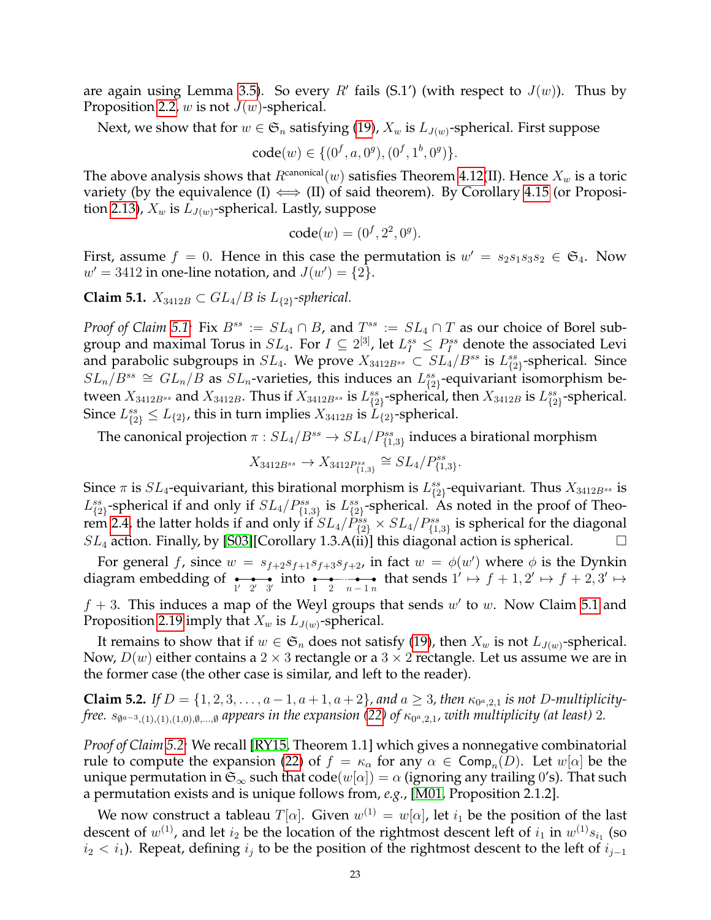are again using Lemma 3.5). So every $R'$ fails (S.1′) (with respect to $J(w)$). Thus by Proposition 2.2, $w$ is not $J(w)$-spherical.

Next, we show that for $w \in \mathfrak{S}_n$ satisfying (19), $X_w$ is $L_{J(w)}$-spherical. First suppose

$$\mathrm{code}(w) \in \{(0^f, a, 0^g), (0^f, 1^b, 0^g)\}.$$

The above analysis shows that $R^{\mathrm{canonical}}(w)$ satisfies Theorem 4.12(II). Hence $X_w$ is a toric variety (by the equivalence (I) $\iff$ (II) of said theorem). By Corollary 4.15 (or Proposition 2.13), $X_w$ is $L_{J(w)}$-spherical. Lastly, suppose

$$\mathrm{code}(w) = (0^f, 2^2, 0^g).$$

First, assume $f = 0$. Hence in this case the permutation is $w' = s_2 s_1 s_3 s_2 \in \mathfrak{S}_4$. Now $w' = 3412$ in one-line notation, and $J(w') = \{2\}$.

**Claim 5.1.** *$X_{3412B} \subset GL_4/B$ is $L_{\{2\}}$-spherical.*

*Proof of Claim 5.1:* Fix $B^{ss} := SL_4 \cap B$, and $T^{ss} := SL_4 \cap T$ as our choice of Borel subgroup and maximal Torus in $SL_4$. For $I \subseteq 2^{[3]}$, let $L_I^{ss} \leq P_I^{ss}$ denote the associated Levi and parabolic subgroups in $SL_4$. We prove $X_{3412B^{ss}} \subset SL_4/B^{ss}$ is $L_{\{2\}}^{ss}$-spherical. Since $SL_n/B^{ss} \cong GL_n/B$ as $SL_n$-varieties, this induces an $L_{\{2\}}^{ss}$-equivariant isomorphism between $X_{3412B^{ss}}$ and $X_{3412B}$. Thus if $X_{3412B^{ss}}$ is $L_{\{2\}}^{ss}$-spherical, then $X_{3412B}$ is $L_{\{2\}}^{ss}$-spherical. Since $L_{\{2\}}^{ss} \leq L_{\{2\}}$, this in turn implies $X_{3412B}$ is $L_{\{2\}}$-spherical.

The canonical projection $\pi : SL_4/B^{ss} \to SL_4/P_{\{1,3\}}^{ss}$ induces a birational morphism

$$X_{3412B^{ss}} \to X_{3412P_{\{1,3\}}^{ss}} \cong SL_4/P_{\{1,3\}}^{ss}.$$

Since $\pi$ is $SL_4$-equivariant, this birational morphism is $L_{\{2\}}^{ss}$-equivariant. Thus $X_{3412B^{ss}}$ is $L_{\{2\}}^{ss}$-spherical if and only if $SL_4/P_{\{1,3\}}^{ss}$ is $L_{\{2\}}^{ss}$-spherical. As noted in the proof of Theorem 2.4, the latter holds if and only if $SL_4/P_{\{2\}}^{ss} \times SL_4/P_{\{1,3\}}^{ss}$ is spherical for the diagonal $SL_4$ action. Finally, by [S03][Corollary 1.3.A(ii)] this diagonal action is spherical. □

For general $f$, since $w = s_{f+2}s_{f+1}s_{f+3}s_{f+2}$, in fact $w = \phi(w')$ where $\phi$ is the Dynkin diagram embedding of $1' - 2' - 3'$ into $1 - 2 - \cdots - n-1 - n$ that sends $1' \mapsto f+1, 2' \mapsto f+2, 3' \mapsto f+3$. This induces a map of the Weyl groups that sends $w'$ to $w$. Now Claim 5.1 and Proposition 2.19 imply that $X_w$ is $L_{J(w)}$-spherical.

It remains to show that if $w \in \mathfrak{S}_n$ does not satisfy (19), then $X_w$ is not $L_{J(w)}$-spherical. Now, $D(w)$ either contains a $2 \times 3$ rectangle or a $3 \times 2$ rectangle. Let us assume we are in the former case (the other case is similar, and left to the reader).

**Claim 5.2.** *If $D = \{1, 2, 3, \ldots, a-1, a+1, a+2\}$, and $a \geq 3$, then $\kappa_{0^a,2,1}$ is not $D$-multiplicity-free. $s_{\emptyset^{a-3},(1),(1),(1,0),\emptyset,\ldots,\emptyset}$ appears in the expansion (22) of $\kappa_{0^a,2,1}$, with multiplicity (at least) 2.*

*Proof of Claim 5.2:* We recall [RY15, Theorem 1.1] which gives a nonnegative combinatorial rule to compute the expansion (22) of $f = \kappa_\alpha$ for any $\alpha \in \mathsf{Comp}_n(D)$. Let $w[\alpha]$ be the unique permutation in $\mathfrak{S}_\infty$ such that $\mathrm{code}(w[\alpha]) = \alpha$ (ignoring any trailing 0's). That such a permutation exists and is unique follows from, *e.g.*, [M01, Proposition 2.1.2].

We now construct a tableau $T[\alpha]$. Given $w^{(1)} = w[\alpha]$, let $i_1$ be the position of the last descent of $w^{(1)}$, and let $i_2$ be the location of the rightmost descent left of $i_1$ in $w^{(1)}s_{i_1}$ (so $i_2 < i_1$). Repeat, defining $i_j$ to be the position of the rightmost descent to the left of $i_{j-1}$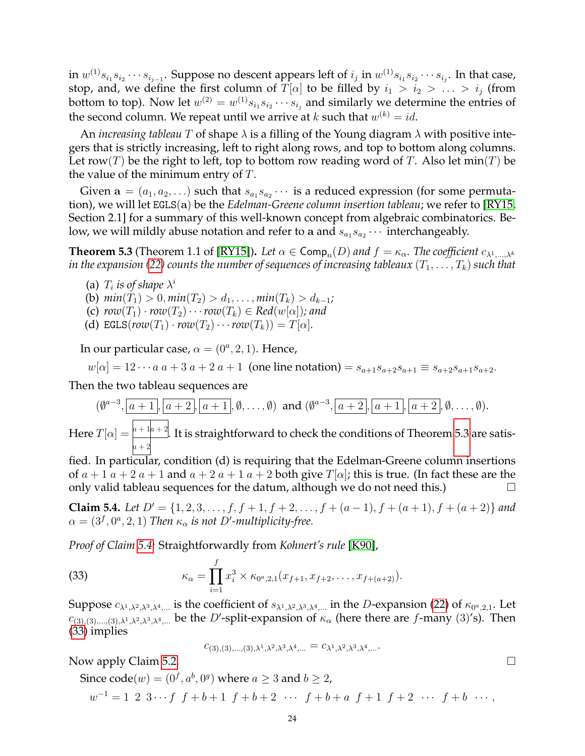in $w^{(1)}s_{i_1}s_{i_2}\cdots s_{i_{j-1}}$. Suppose no descent appears left of $i_j$ in $w^{(1)}s_{i_1}s_{i_2}\cdots s_{i_j}$. In that case, stop, and, we define the first column of $T[\alpha]$ to be filled by $i_1 > i_2 > \ldots > i_j$ (from bottom to top). Now let $w^{(2)} = w^{(1)}s_{i_1}s_{i_2}\cdots s_{i_j}$ and similarly we determine the entries of the second column. We repeat until we arrive at $k$ such that $w^{(k)} = id$.

An *increasing tableau* $T$ of shape $\lambda$ is a filling of the Young diagram $\lambda$ with positive integers that is strictly increasing, left to right along rows, and top to bottom along columns. Let $\mathrm{row}(T)$ be the right to left, top to bottom row reading word of $T$. Also let $\min(T)$ be the value of the minimum entry of $T$.

Given $\mathbf{a} = (a_1, a_2, \ldots)$ such that $s_{a_1}s_{a_2}\cdots$ is a reduced expression (for some permutation), we will let $\mathtt{EGLS}(\mathbf{a})$ be the *Edelman-Greene column insertion tableau*; we refer to [RY15, Section 2.1] for a summary of this well-known concept from algebraic combinatorics. Below, we will mildly abuse notation and refer to $\mathbf{a}$ and $s_{a_1}s_{a_2}\cdots$ interchangeably.

**Theorem 5.3** (Theorem 1.1 of [RY15]). *Let $\alpha \in \mathsf{Comp}_n(D)$ and $f = \kappa_\alpha$. The coefficient $c_{\lambda^1,\ldots,\lambda^k}$ in the expansion (22) counts the number of sequences of increasing tableaux $(T_1, \ldots, T_k)$ such that*

(a) *$T_i$ is of shape $\lambda^i$*
(b) *$\min(T_1) > 0, \min(T_2) > d_1, \ldots, \min(T_k) > d_{k-1}$;*
(c) *$\mathrm{row}(T_1)\cdot\mathrm{row}(T_2)\cdots\mathrm{row}(T_k) \in \mathit{Red}(w[\alpha])$; and*
(d) *$\mathtt{EGLS}(\mathrm{row}(T_1)\cdot\mathrm{row}(T_2)\cdots\mathrm{row}(T_k)) = T[\alpha]$.*

In our particular case, $\alpha = (0^a, 2, 1)$. Hence,

$$w[\alpha] = 12\cdots a\ a+3\ a+2\ a+1 \text{ (one line notation)} = s_{a+1}s_{a+2}s_{a+1} \equiv s_{a+2}s_{a+1}s_{a+2}.$$

Then the two tableau sequences are

$$(\emptyset^{a-3}, \boxed{a+1}, \boxed{a+2}, \boxed{a+1}, \emptyset, \ldots, \emptyset) \text{ and } (\emptyset^{a-3}, \boxed{a+2}, \boxed{a+1}, \boxed{a+2}, \emptyset, \ldots, \emptyset).$$

Here $T[\alpha] = \begin{array}{|c|c|}\hline a+1 & a+2 \\ \hline a+2 & \\ \cline{1-1}\end{array}$. It is straightforward to check the conditions of Theorem 5.3 are satisfied. In particular, condition (d) is requiring that the Edelman-Greene column insertions of $a+1\ a+2\ a+1$ and $a+2\ a+1\ a+2$ both give $T[\alpha]$; this is true. (In fact these are the only valid tableau sequences for the datum, although we do not need this.) $\square$

**Claim 5.4.** *Let $D' = \{1, 2, 3, \ldots, f, f+1, f+2, \ldots, f+(a-1), f+(a+1), f+(a+2)\}$ and $\alpha = (3^f, 0^a, 2, 1)$ Then $\kappa_\alpha$ is not $D'$-multiplicity-free.*

*Proof of Claim 5.4.* Straightforwardly from *Kohnert's rule* [K90],

$$\kappa_\alpha = \prod_{i=1}^{f} x_i^3 \times \kappa_{0^a,2,1}(x_{f+1}, x_{f+2}, \ldots, x_{f+(a+2)}). \tag{33}$$

Suppose $c_{\lambda^1,\lambda^2,\lambda^3,\lambda^4,\ldots}$ is the coefficient of $s_{\lambda^1,\lambda^2,\lambda^3,\lambda^4,\ldots}$ in the $D$-expansion (22) of $\kappa_{0^a,2,1}$. Let $c_{(3),(3),\ldots,(3),\lambda^1,\lambda^2,\lambda^3,\lambda^4,\ldots}$ be the $D'$-split-expansion of $\kappa_\alpha$ (here there are $f$-many $(3)$'s). Then (33) implies

$$c_{(3),(3),\ldots,(3),\lambda^1,\lambda^2,\lambda^3,\lambda^4,\ldots} = c_{\lambda^1,\lambda^2,\lambda^3,\lambda^4,\ldots}.$$

Now apply Claim 5.2. $\square$

Since $\mathrm{code}(w) = (0^f, a^b, 0^g)$ where $a \geq 3$ and $b \geq 2$,

$$w^{-1} = 1\ 2\ 3\cdots f\ \ f+b+1\ \ f+b+2\ \ \cdots\ \ f+b+a\ \ f+1\ \ f+2\ \ \cdots\ \ f+b\ \ \cdots,$$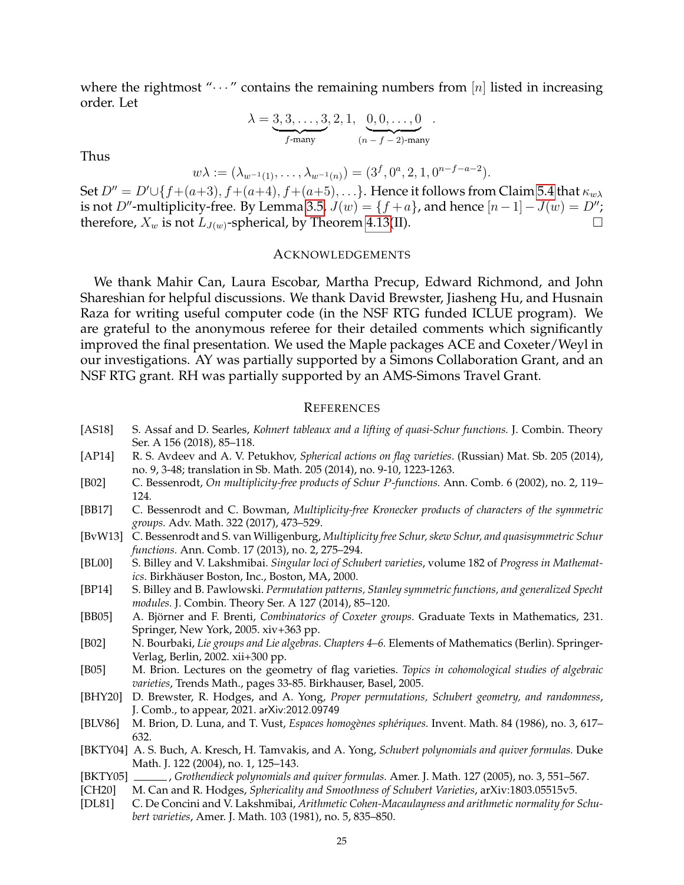where the rightmost "$\cdots$" contains the remaining numbers from $[n]$ listed in increasing order. Let

$$\lambda = \underbrace{3, 3, \ldots, 3}_{f\text{-many}}, 2, 1, \underbrace{0, 0, \ldots, 0}_{(n-f-2)\text{-many}}.$$

Thus

$$w\lambda := (\lambda_{w^{-1}(1)}, \ldots, \lambda_{w^{-1}(n)}) = (3^f, 0^a, 2, 1, 0^{n-f-a-2}).$$

Set $D'' = D' \cup \{f+(a+3), f+(a+4), f+(a+5), \ldots\}$. Hence it follows from Claim 5.4 that $\kappa_{w\lambda}$ is not $D''$-multiplicity-free. By Lemma 3.5, $J(w) = \{f+a\}$, and hence $[n-1] - J(w) = D''$; therefore, $X_w$ is not $L_{J(w)}$-spherical, by Theorem 4.13(II). $\square$

## Acknowledgements

We thank Mahir Can, Laura Escobar, Martha Precup, Edward Richmond, and John Shareshian for helpful discussions. We thank David Brewster, Jiasheng Hu, and Husnain Raza for writing useful computer code (in the NSF RTG funded ICLUE program). We are grateful to the anonymous referee for their detailed comments which significantly improved the final presentation. We used the Maple packages ACE and Coxeter/Weyl in our investigations. AY was partially supported by a Simons Collaboration Grant, and an NSF RTG grant. RH was partially supported by an AMS-Simons Travel Grant.

## References

- [AS18] S. Assaf and D. Searles, *Kohnert tableaux and a lifting of quasi-Schur functions.* J. Combin. Theory Ser. A 156 (2018), 85–118.
- [AP14] R. S. Avdeev and A. V. Petukhov, *Spherical actions on flag varieties.* (Russian) Mat. Sb. 205 (2014), no. 9, 3-48; translation in Sb. Math. 205 (2014), no. 9-10, 1223-1263.
- [B02] C. Bessenrodt, *On multiplicity-free products of Schur P-functions.* Ann. Comb. 6 (2002), no. 2, 119–124.
- [BB17] C. Bessenrodt and C. Bowman, *Multiplicity-free Kronecker products of characters of the symmetric groups.* Adv. Math. 322 (2017), 473–529.
- [BvW13] C. Bessenrodt and S. van Willigenburg, *Multiplicity free Schur, skew Schur, and quasisymmetric Schur functions.* Ann. Comb. 17 (2013), no. 2, 275–294.
- [BL00] S. Billey and V. Lakshmibai. *Singular loci of Schubert varieties*, volume 182 of *Progress in Mathematics*. Birkhäuser Boston, Inc., Boston, MA, 2000.
- [BP14] S. Billey and B. Pawlowski. *Permutation patterns, Stanley symmetric functions, and generalized Specht modules.* J. Combin. Theory Ser. A 127 (2014), 85–120.
- [BB05] A. Björner and F. Brenti, *Combinatorics of Coxeter groups.* Graduate Texts in Mathematics, 231. Springer, New York, 2005. xiv+363 pp.
- [B02] N. Bourbaki, *Lie groups and Lie algebras. Chapters 4–6.* Elements of Mathematics (Berlin). Springer-Verlag, Berlin, 2002. xii+300 pp.
- [B05] M. Brion. Lectures on the geometry of flag varieties. *Topics in cohomological studies of algebraic varieties*, Trends Math., pages 33-85. Birkhauser, Basel, 2005.
- [BHY20] D. Brewster, R. Hodges, and A. Yong, *Proper permutations, Schubert geometry, and randomness*, J. Comb., to appear, 2021. arXiv:2012.09749
- [BLV86] M. Brion, D. Luna, and T. Vust, *Espaces homogènes sphériques.* Invent. Math. 84 (1986), no. 3, 617–632.
- [BKTY04] A. S. Buch, A. Kresch, H. Tamvakis, and A. Yong, *Schubert polynomials and quiver formulas.* Duke Math. J. 122 (2004), no. 1, 125–143.
- [BKTY05] ______, *Grothendieck polynomials and quiver formulas.* Amer. J. Math. 127 (2005), no. 3, 551–567.
- [CH20] M. Can and R. Hodges, *Sphericality and Smoothness of Schubert Varieties*, arXiv:1803.05515v5.
- [DL81] C. De Concini and V. Lakshmibai, *Arithmetic Cohen-Macaulayness and arithmetic normality for Schubert varieties*, Amer. J. Math. 103 (1981), no. 5, 835–850.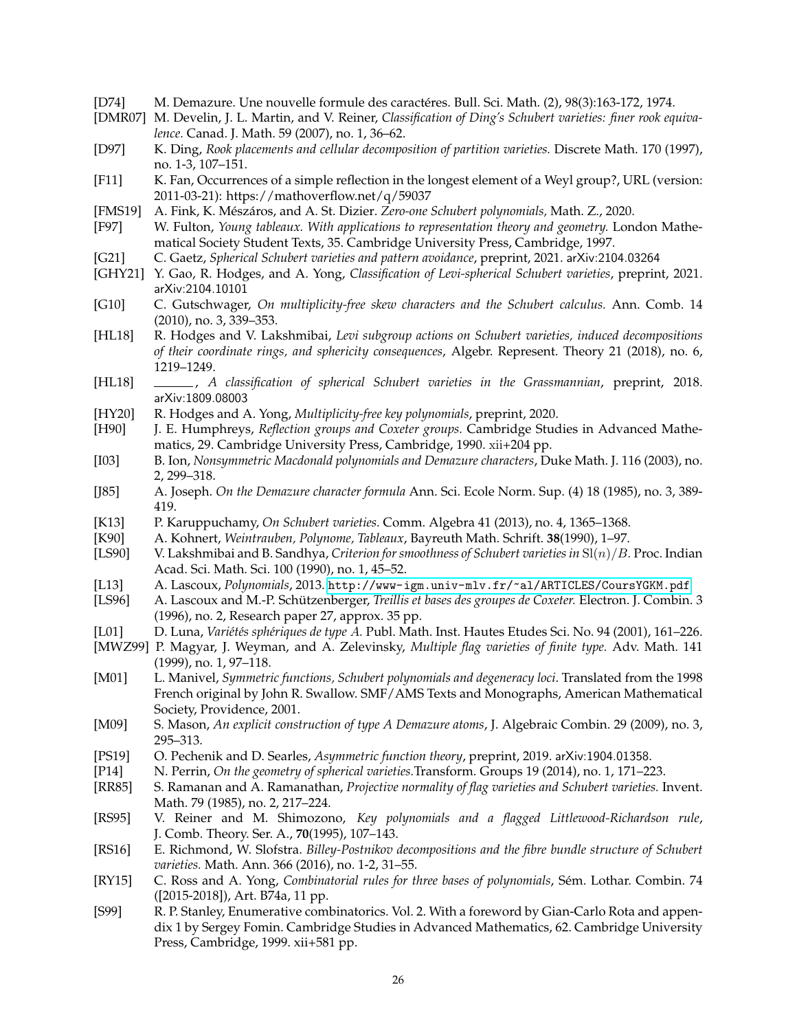[D74] M. Demazure. Une nouvelle formule des caractéres. Bull. Sci. Math. (2), 98(3):163-172, 1974.

[DMR07] M. Develin, J. L. Martin, and V. Reiner, *Classification of Ding's Schubert varieties: finer rook equivalence.* Canad. J. Math. 59 (2007), no. 1, 36–62.

[D97] K. Ding, *Rook placements and cellular decomposition of partition varieties.* Discrete Math. 170 (1997), no. 1-3, 107–151.

[F11] K. Fan, Occurrences of a simple reflection in the longest element of a Weyl group?, URL (version: 2011-03-21): https://mathoverflow.net/q/59037

[FMS19] A. Fink, K. Mészáros, and A. St. Dizier. *Zero-one Schubert polynomials,* Math. Z., 2020.

[F97] W. Fulton, *Young tableaux. With applications to representation theory and geometry.* London Mathematical Society Student Texts, 35. Cambridge University Press, Cambridge, 1997.

[G21] C. Gaetz, *Spherical Schubert varieties and pattern avoidance*, preprint, 2021. arXiv:2104.03264

[GHY21] Y. Gao, R. Hodges, and A. Yong, *Classification of Levi-spherical Schubert varieties*, preprint, 2021. arXiv:2104.10101

[G10] C. Gutschwager, *On multiplicity-free skew characters and the Schubert calculus.* Ann. Comb. 14 (2010), no. 3, 339–353.

[HL18] R. Hodges and V. Lakshmibai, *Levi subgroup actions on Schubert varieties, induced decompositions of their coordinate rings, and sphericity consequences*, Algebr. Represent. Theory 21 (2018), no. 6, 1219–1249.

[HL18] ______, *A classification of spherical Schubert varieties in the Grassmannian*, preprint, 2018. arXiv:1809.08003

[HY20] R. Hodges and A. Yong, *Multiplicity-free key polynomials*, preprint, 2020.

[H90] J. E. Humphreys, *Reflection groups and Coxeter groups.* Cambridge Studies in Advanced Mathematics, 29. Cambridge University Press, Cambridge, 1990. xii+204 pp.

[I03] B. Ion, *Nonsymmetric Macdonald polynomials and Demazure characters*, Duke Math. J. 116 (2003), no. 2, 299–318.

[J85] A. Joseph. *On the Demazure character formula* Ann. Sci. Ecole Norm. Sup. (4) 18 (1985), no. 3, 389-419.

[K13] P. Karuppuchamy, *On Schubert varieties.* Comm. Algebra 41 (2013), no. 4, 1365–1368.

[K90] A. Kohnert, *Weintrauben, Polynome, Tableaux*, Bayreuth Math. Schrift. **38**(1990), 1–97.

[LS90] V. Lakshmibai and B. Sandhya, *Criterion for smoothness of Schubert varieties in* $\mathrm{Sl}(n)/B$. Proc. Indian Acad. Sci. Math. Sci. 100 (1990), no. 1, 45–52.

[L13] A. Lascoux, *Polynomials*, 2013. http://www-igm.univ-mlv.fr/~al/ARTICLES/CoursYGKM.pdf

[LS96] A. Lascoux and M.-P. Schützenberger, *Treillis et bases des groupes de Coxeter.* Electron. J. Combin. 3 (1996), no. 2, Research paper 27, approx. 35 pp.

[L01] D. Luna, *Variétés sphériques de type A.* Publ. Math. Inst. Hautes Etudes Sci. No. 94 (2001), 161–226.

[MWZ99] P. Magyar, J. Weyman, and A. Zelevinsky, *Multiple flag varieties of finite type.* Adv. Math. 141 (1999), no. 1, 97–118.

[M01] L. Manivel, *Symmetric functions, Schubert polynomials and degeneracy loci*. Translated from the 1998 French original by John R. Swallow. SMF/AMS Texts and Monographs, American Mathematical Society, Providence, 2001.

[M09] S. Mason, *An explicit construction of type A Demazure atoms*, J. Algebraic Combin. 29 (2009), no. 3, 295–313.

[PS19] O. Pechenik and D. Searles, *Asymmetric function theory*, preprint, 2019. arXiv:1904.01358.

[P14] N. Perrin, *On the geometry of spherical varieties.*Transform. Groups 19 (2014), no. 1, 171–223.

[RR85] S. Ramanan and A. Ramanathan, *Projective normality of flag varieties and Schubert varieties.* Invent. Math. 79 (1985), no. 2, 217–224.

[RS95] V. Reiner and M. Shimozono, *Key polynomials and a flagged Littlewood-Richardson rule*, J. Comb. Theory. Ser. A., **70**(1995), 107–143.

[RS16] E. Richmond, W. Slofstra. *Billey-Postnikov decompositions and the fibre bundle structure of Schubert varieties.* Math. Ann. 366 (2016), no. 1-2, 31–55.

[RY15] C. Ross and A. Yong, *Combinatorial rules for three bases of polynomials*, Sém. Lothar. Combin. 74 ([2015-2018]), Art. B74a, 11 pp.

[S99] R. P. Stanley, Enumerative combinatorics. Vol. 2. With a foreword by Gian-Carlo Rota and appendix 1 by Sergey Fomin. Cambridge Studies in Advanced Mathematics, 62. Cambridge University Press, Cambridge, 1999. xii+581 pp.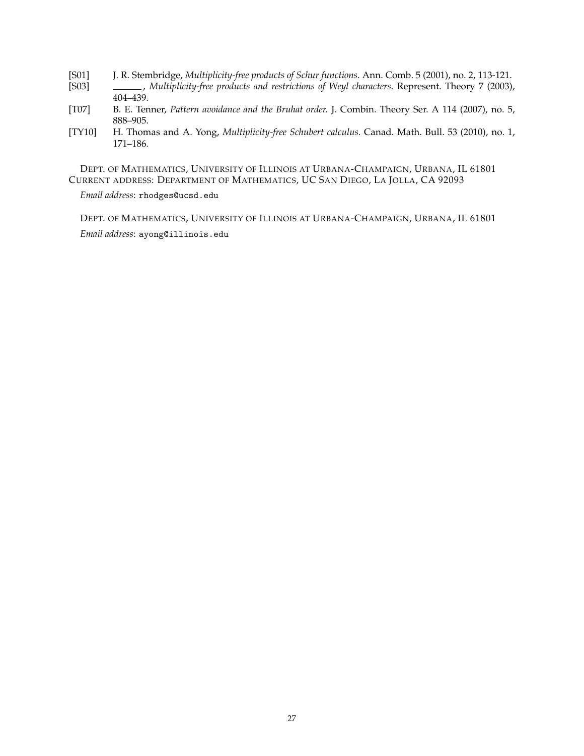[S01] J. R. Stembridge, *Multiplicity-free products of Schur functions.* Ann. Comb. 5 (2001), no. 2, 113-121.

[S03] ______, *Multiplicity-free products and restrictions of Weyl characters.* Represent. Theory 7 (2003), 404–439.

[T07] B. E. Tenner, *Pattern avoidance and the Bruhat order.* J. Combin. Theory Ser. A 114 (2007), no. 5, 888–905.

[TY10] H. Thomas and A. Yong, *Multiplicity-free Schubert calculus.* Canad. Math. Bull. 53 (2010), no. 1, 171–186.

DEPT. OF MATHEMATICS, UNIVERSITY OF ILLINOIS AT URBANA-CHAMPAIGN, URBANA, IL 61801
CURRENT ADDRESS: DEPARTMENT OF MATHEMATICS, UC SAN DIEGO, LA JOLLA, CA 92093

*Email address*: rhodges@ucsd.edu

DEPT. OF MATHEMATICS, UNIVERSITY OF ILLINOIS AT URBANA-CHAMPAIGN, URBANA, IL 61801

*Email address*: ayong@illinois.edu